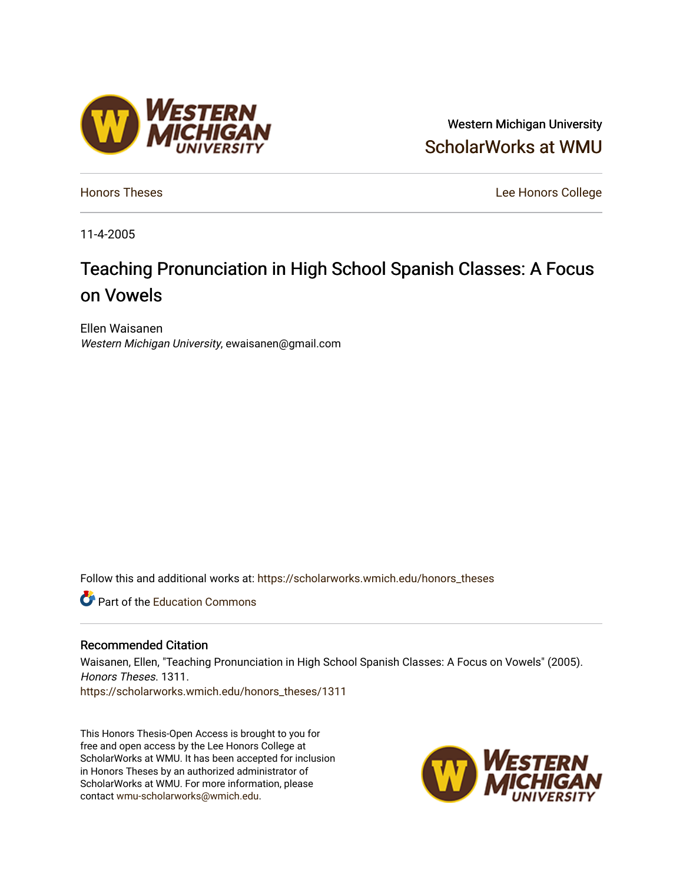Western Michigan University

ScholarWorks at WMU

Honors Theses

Lee Honors College

11-4-2005

# Teaching Pronunciation in High School Spanish Classes: A Focus on Vowels

Ellen Waisanen

*Western Michigan University*, ewaisanen@gmail.com

Follow this and additional works at: https://scholarworks.wmich.edu/honors_theses

Part of the Education Commons

## Recommended Citation

Waisanen, Ellen, "Teaching Pronunciation in High School Spanish Classes: A Focus on Vowels" (2005). *Honors Theses*. 1311.

https://scholarworks.wmich.edu/honors_theses/1311

This Honors Thesis-Open Access is brought to you for free and open access by the Lee Honors College at ScholarWorks at WMU. It has been accepted for inclusion in Honors Theses by an authorized administrator of ScholarWorks at WMU. For more information, please contact wmu-scholarworks@wmich.edu.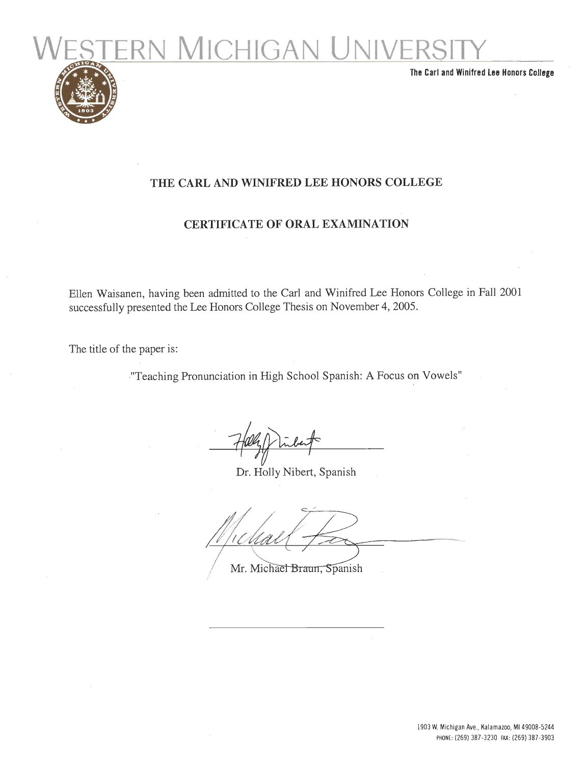# WESTERN MICHIGAN UNIVERSITY

The Carl and Winifred Lee Honors College

## THE CARL AND WINIFRED LEE HONORS COLLEGE

## CERTIFICATE OF ORAL EXAMINATION

Ellen Waisanen, having been admitted to the Carl and Winifred Lee Honors College in Fall 2001 successfully presented the Lee Honors College Thesis on November 4, 2005.

The title of the paper is:

"Teaching Pronunciation in High School Spanish: A Focus on Vowels"

Dr. Holly Nibert, Spanish

Mr. Michael Braun, Spanish

1903 W. Michigan Ave., Kalamazoo, MI 49008-5244
PHONE: (269) 387-3230 FAX: (269) 387-3903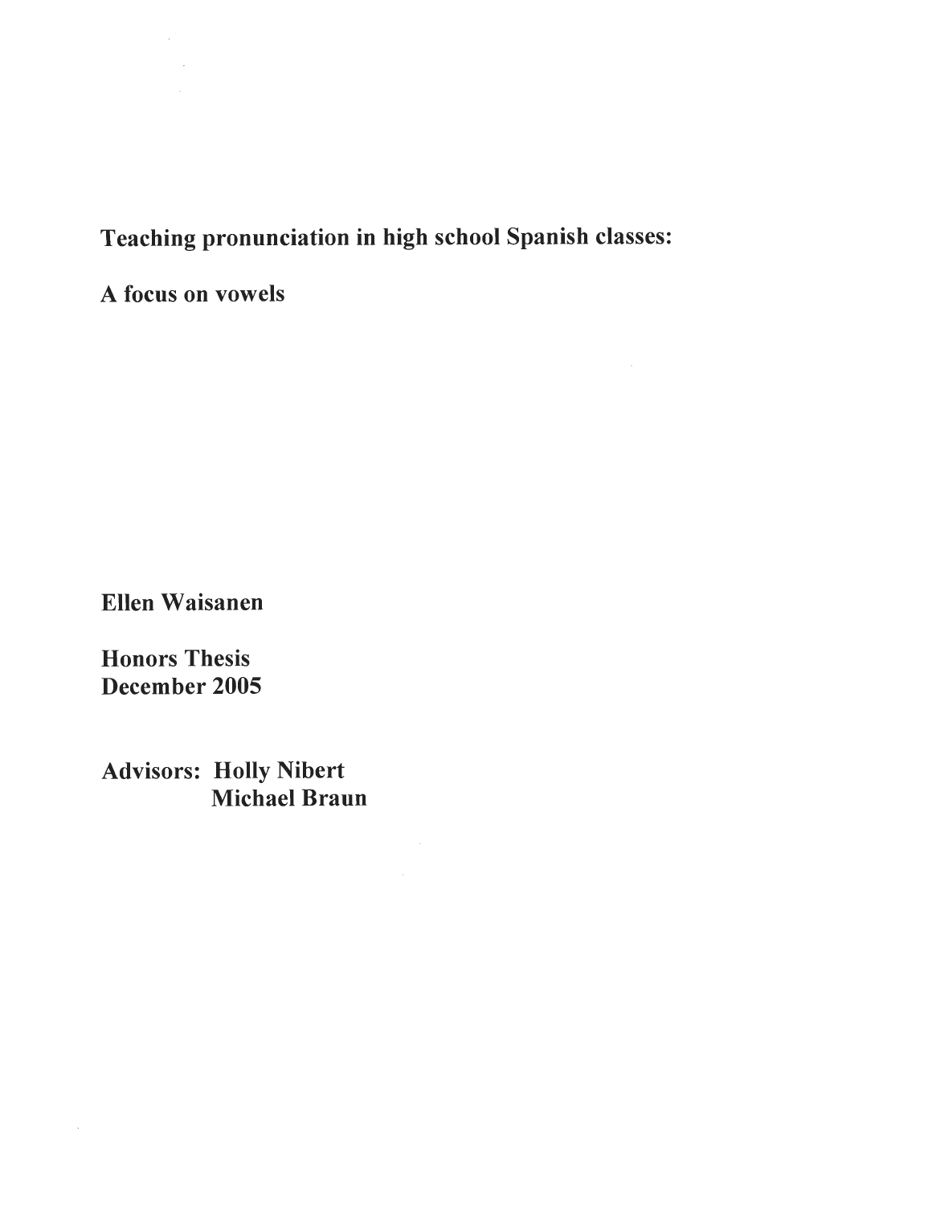# Teaching pronunciation in high school Spanish classes:

# A focus on vowels

**Ellen Waisanen**

**Honors Thesis**
**December 2005**

**Advisors: Holly Nibert**
**Michael Braun**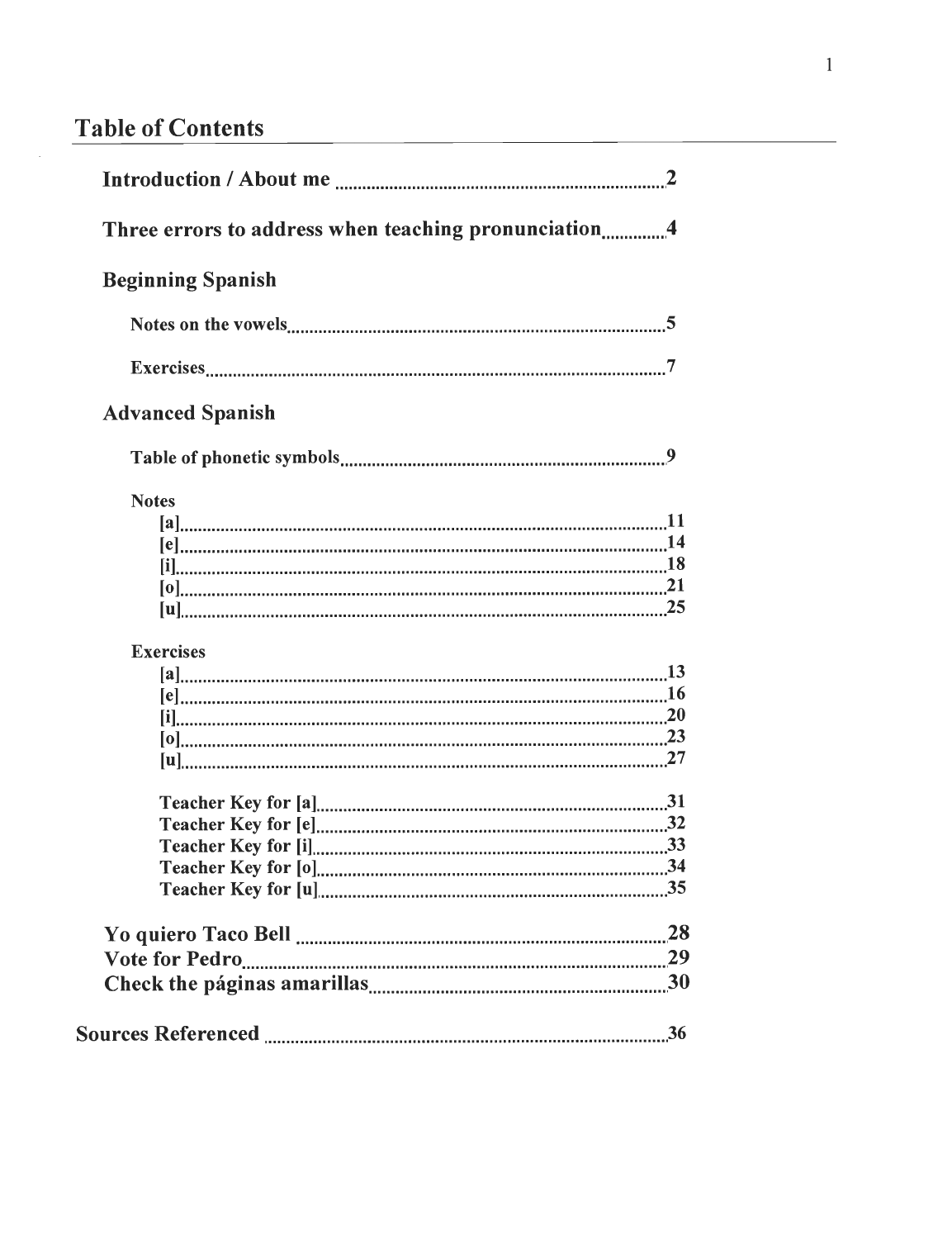## Table of Contents

**Introduction / About me** ........................................ **2**

**Three errors to address when teaching pronunciation** ............. **4**

**Beginning Spanish**

- **Notes on the vowels** ........................................ **5**
- **Exercises** ........................................ **7**

**Advanced Spanish**

- **Table of phonetic symbols** ........................................ **9**

- **Notes**
  - **[a]** ........................................ **11**
  - **[e]** ........................................ **14**
  - **[i]** ........................................ **18**
  - **[o]** ........................................ **21**
  - **[u]** ........................................ **25**

- **Exercises**
  - **[a]** ........................................ **13**
  - **[e]** ........................................ **16**
  - **[i]** ........................................ **20**
  - **[o]** ........................................ **23**
  - **[u]** ........................................ **27**

  - **Teacher Key for [a]** ........................................ **31**
  - **Teacher Key for [e]** ........................................ **32**
  - **Teacher Key for [i]** ........................................ **33**
  - **Teacher Key for [o]** ........................................ **34**
  - **Teacher Key for [u]** ........................................ **35**

**Yo quiero Taco Bell** ........................................ **28**

**Vote for Pedro** ........................................ **29**

**Check the páginas amarillas** ........................................ **30**

**Sources Referenced** ........................................ **36**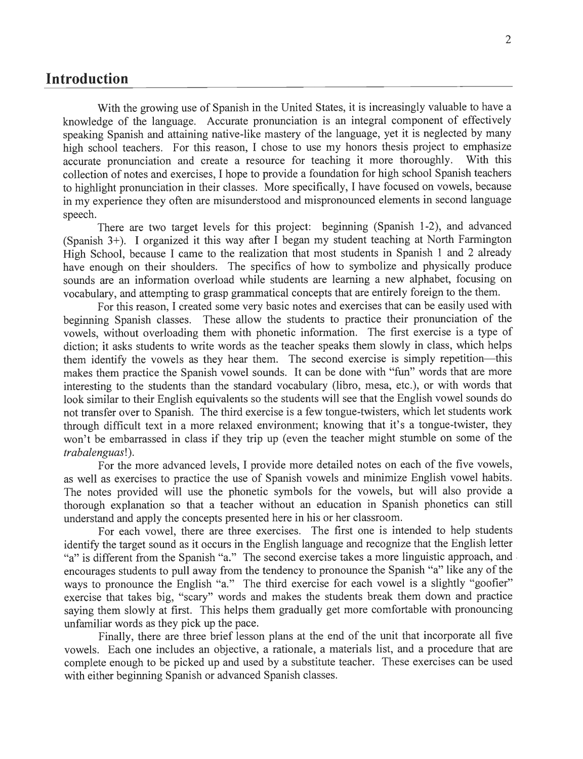# Introduction

With the growing use of Spanish in the United States, it is increasingly valuable to have a knowledge of the language. Accurate pronunciation is an integral component of effectively speaking Spanish and attaining native-like mastery of the language, yet it is neglected by many high school teachers. For this reason, I chose to use my honors thesis project to emphasize accurate pronunciation and create a resource for teaching it more thoroughly. With this collection of notes and exercises, I hope to provide a foundation for high school Spanish teachers to highlight pronunciation in their classes. More specifically, I have focused on vowels, because in my experience they often are misunderstood and mispronounced elements in second language speech.

There are two target levels for this project: beginning (Spanish 1-2), and advanced (Spanish 3+). I organized it this way after I began my student teaching at North Farmington High School, because I came to the realization that most students in Spanish 1 and 2 already have enough on their shoulders. The specifics of how to symbolize and physically produce sounds are an information overload while students are learning a new alphabet, focusing on vocabulary, and attempting to grasp grammatical concepts that are entirely foreign to the them.

For this reason, I created some very basic notes and exercises that can be easily used with beginning Spanish classes. These allow the students to practice their pronunciation of the vowels, without overloading them with phonetic information. The first exercise is a type of diction; it asks students to write words as the teacher speaks them slowly in class, which helps them identify the vowels as they hear them. The second exercise is simply repetition—this makes them practice the Spanish vowel sounds. It can be done with "fun" words that are more interesting to the students than the standard vocabulary (libro, mesa, etc.), or with words that look similar to their English equivalents so the students will see that the English vowel sounds do not transfer over to Spanish. The third exercise is a few tongue-twisters, which let students work through difficult text in a more relaxed environment; knowing that it's a tongue-twister, they won't be embarrassed in class if they trip up (even the teacher might stumble on some of the *trabalenguas*!).

For the more advanced levels, I provide more detailed notes on each of the five vowels, as well as exercises to practice the use of Spanish vowels and minimize English vowel habits. The notes provided will use the phonetic symbols for the vowels, but will also provide a thorough explanation so that a teacher without an education in Spanish phonetics can still understand and apply the concepts presented here in his or her classroom.

For each vowel, there are three exercises. The first one is intended to help students identify the target sound as it occurs in the English language and recognize that the English letter "a" is different from the Spanish "a." The second exercise takes a more linguistic approach, and encourages students to pull away from the tendency to pronounce the Spanish "a" like any of the ways to pronounce the English "a." The third exercise for each vowel is a slightly "goofier" exercise that takes big, "scary" words and makes the students break them down and practice saying them slowly at first. This helps them gradually get more comfortable with pronouncing unfamiliar words as they pick up the pace.

Finally, there are three brief lesson plans at the end of the unit that incorporate all five vowels. Each one includes an objective, a rationale, a materials list, and a procedure that are complete enough to be picked up and used by a substitute teacher. These exercises can be used with either beginning Spanish or advanced Spanish classes.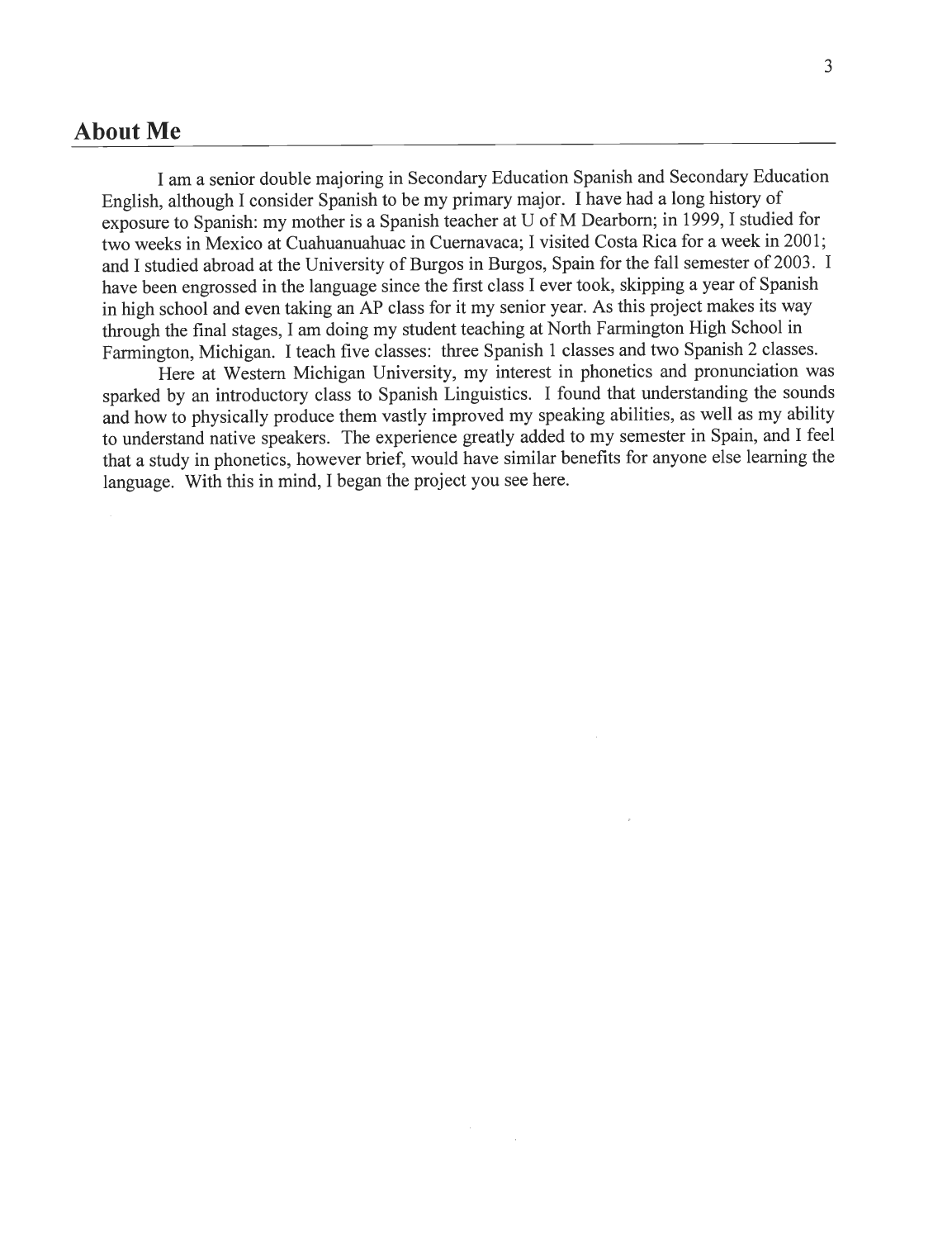## About Me

I am a senior double majoring in Secondary Education Spanish and Secondary Education English, although I consider Spanish to be my primary major. I have had a long history of exposure to Spanish: my mother is a Spanish teacher at U of M Dearborn; in 1999, I studied for two weeks in Mexico at Cuahuanuahuac in Cuernavaca; I visited Costa Rica for a week in 2001; and I studied abroad at the University of Burgos in Burgos, Spain for the fall semester of 2003. I have been engrossed in the language since the first class I ever took, skipping a year of Spanish in high school and even taking an AP class for it my senior year. As this project makes its way through the final stages, I am doing my student teaching at North Farmington High School in Farmington, Michigan. I teach five classes: three Spanish 1 classes and two Spanish 2 classes.

Here at Western Michigan University, my interest in phonetics and pronunciation was sparked by an introductory class to Spanish Linguistics. I found that understanding the sounds and how to physically produce them vastly improved my speaking abilities, as well as my ability to understand native speakers. The experience greatly added to my semester in Spain, and I feel that a study in phonetics, however brief, would have similar benefits for anyone else learning the language. With this in mind, I began the project you see here.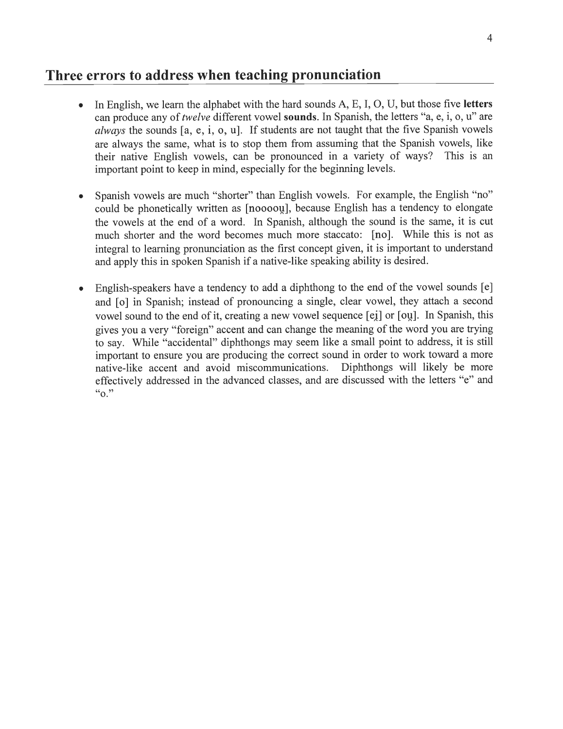## Three errors to address when teaching pronunciation

- In English, we learn the alphabet with the hard sounds A, E, I, O, U, but those five **letters** can produce any of *twelve* different vowel **sounds**. In Spanish, the letters "a, e, i, o, u" are *always* the sounds [a, e, i, o, u]. If students are not taught that the five Spanish vowels are always the same, what is to stop them from assuming that the Spanish vowels, like their native English vowels, can be pronounced in a variety of ways? This is an important point to keep in mind, especially for the beginning levels.

- Spanish vowels are much "shorter" than English vowels. For example, the English "no" could be phonetically written as [nooooṷ], because English has a tendency to elongate the vowels at the end of a word. In Spanish, although the sound is the same, it is cut much shorter and the word becomes much more staccato: [no]. While this is not as integral to learning pronunciation as the first concept given, it is important to understand and apply this in spoken Spanish if a native-like speaking ability is desired.

- English-speakers have a tendency to add a diphthong to the end of the vowel sounds [e] and [o] in Spanish; instead of pronouncing a single, clear vowel, they attach a second vowel sound to the end of it, creating a new vowel sequence [ei̯] or [oṷ]. In Spanish, this gives you a very "foreign" accent and can change the meaning of the word you are trying to say. While "accidental" diphthongs may seem like a small point to address, it is still important to ensure you are producing the correct sound in order to work toward a more native-like accent and avoid miscommunications. Diphthongs will likely be more effectively addressed in the advanced classes, and are discussed with the letters "e" and "o."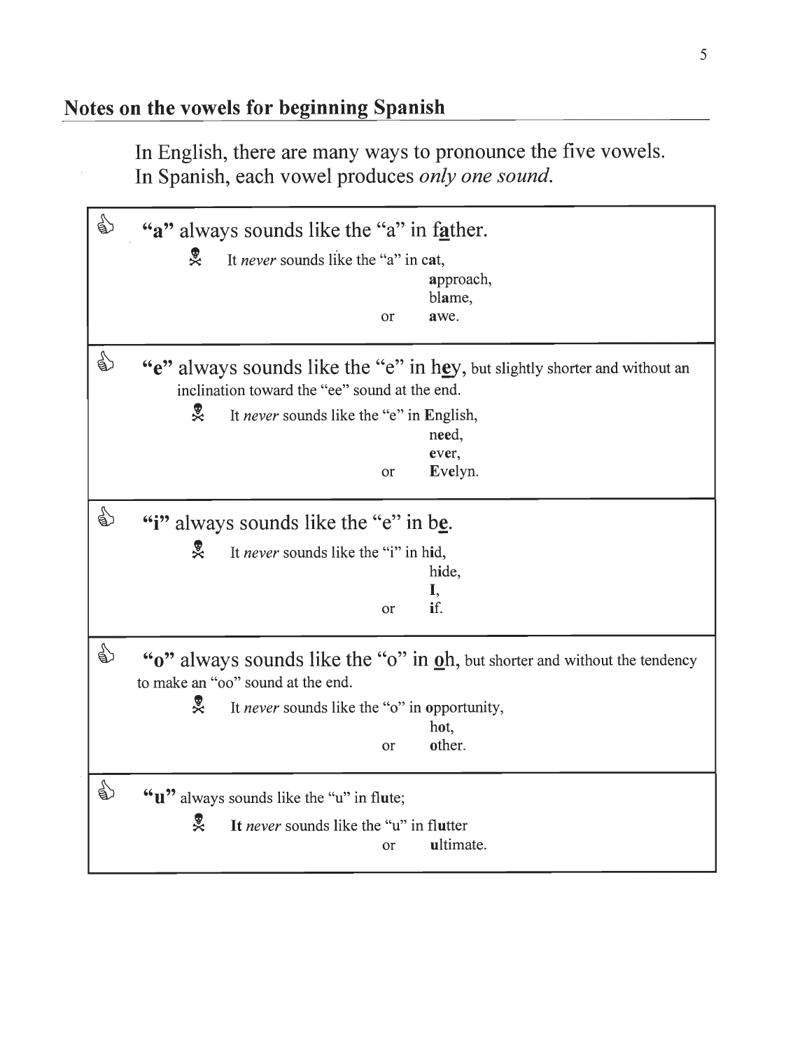## Notes on the vowels for beginning Spanish

In English, there are many ways to pronounce the five vowels.
In Spanish, each vowel produces *only one sound.*

---

**"a"** always sounds like the "a" in f**a**ther.

It *never* sounds like the "a" in c**a**t,
**a**pproach,
bl**a**me,
or **a**we.

---

**"e"** always sounds like the "e" in h**e**y, but slightly shorter and without an inclination toward the "ee" sound at the end.

It *never* sounds like the "e" in **E**nglish,
n**ee**d,
**e**v**e**r,
or **E**v**e**lyn.

---

**"i"** always sounds like the "e" in b**e**.

It *never* sounds like the "i" in h**i**d,
h**i**de,
**I**,
or **i**f.

---

**"o"** always sounds like the "o" in **o**h, but shorter and without the tendency to make an "oo" sound at the end.

It *never* sounds like the "o" in **o**pportunity,
h**o**t,
or **o**ther.

---

**"u"** always sounds like the "u" in fl**u**te;

**It** *never* sounds like the "u" in fl**u**tter
or **u**ltimate.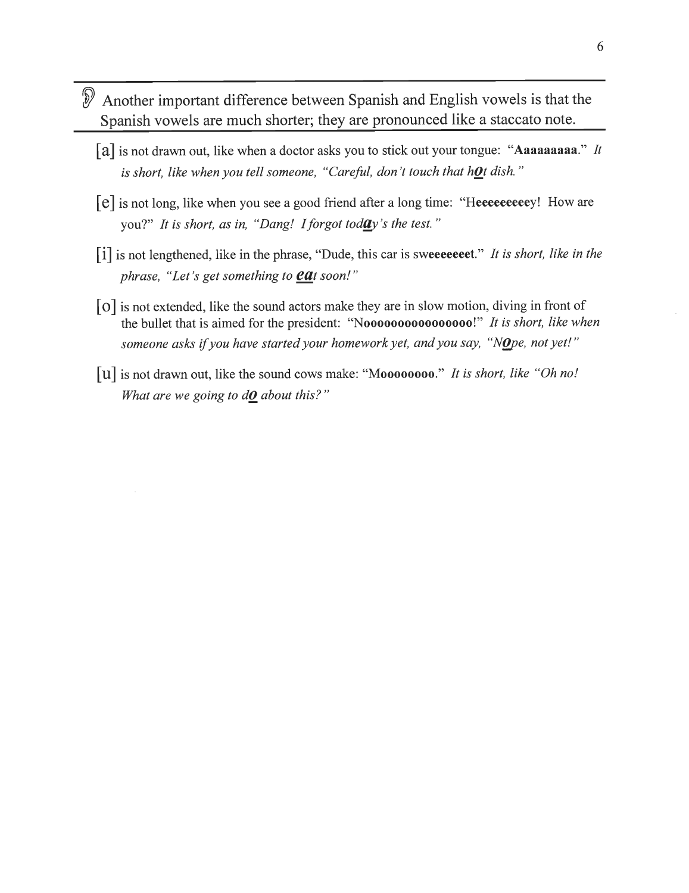Another important difference between Spanish and English vowels is that the Spanish vowels are much shorter; they are pronounced like a staccato note.

---

[a] is not drawn out, like when a doctor asks you to stick out your tongue: "**Aaaaaaaaa**." *It is short, like when you tell someone, "Careful, don't touch that h**o**t dish."*

[e] is not long, like when you see a good friend after a long time: "H**eeeeeeeee**y! How are you?" *It is short, as in, "Dang! I forgot tod**a**y's the test."*

[i] is not lengthened, like in the phrase, "Dude, this car is sw**eeeeeee**t." *It is short, like in the phrase, "Let's get something to **ea**t soon!"*

[o] is not extended, like the sound actors make they are in slow motion, diving in front of the bullet that is aimed for the president: "N**oooooooooooooooo**!" *It is short, like when someone asks if you have started your homework yet, and you say, "N**o**pe, not yet!"*

[u] is not drawn out, like the sound cows make: "M**oooooooo**." *It is short, like "Oh no! What are we going to d**o** about this?"*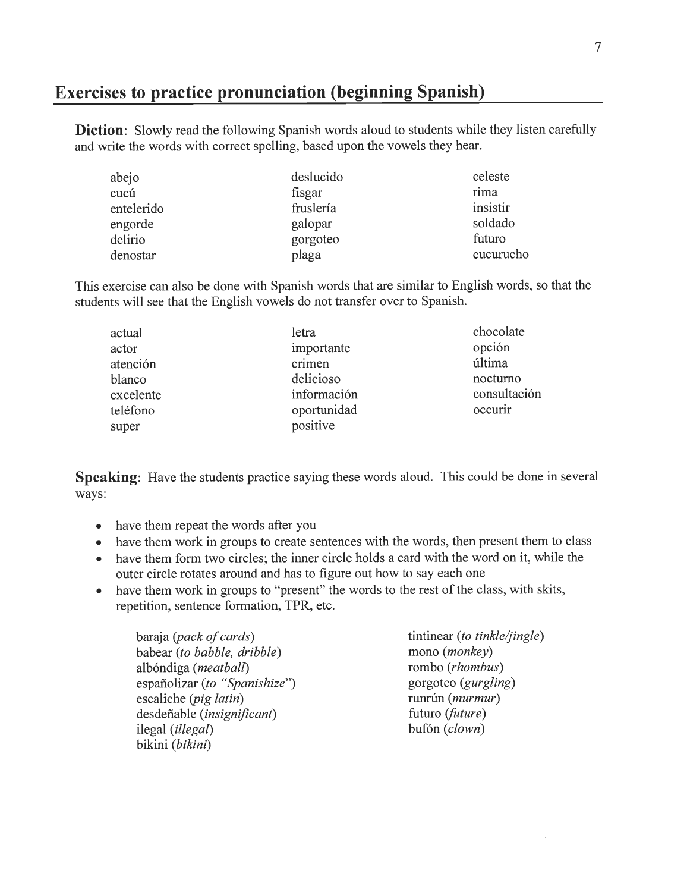## Exercises to practice pronunciation (beginning Spanish)

**Diction**: Slowly read the following Spanish words aloud to students while they listen carefully and write the words with correct spelling, based upon the vowels they hear.

| | | |
|---|---|---|
| abejo | deslucido | celeste |
| cucú | fisgar | rima |
| entelerido | fruslería | insistir |
| engorde | galopar | soldado |
| delirio | gorgoteo | futuro |
| denostar | plaga | cucurucho |

This exercise can also be done with Spanish words that are similar to English words, so that the students will see that the English vowels do not transfer over to Spanish.

| | | |
|---|---|---|
| actual | letra | chocolate |
| actor | importante | opción |
| atención | crimen | última |
| blanco | delicioso | nocturno |
| excelente | información | consultación |
| teléfono | oportunidad | occurir |
| super | positive | |

**Speaking**: Have the students practice saying these words aloud. This could be done in several ways:

- have them repeat the words after you
- have them work in groups to create sentences with the words, then present them to class
- have them form two circles; the inner circle holds a card with the word on it, while the outer circle rotates around and has to figure out how to say each one
- have them work in groups to "present" the words to the rest of the class, with skits, repetition, sentence formation, TPR, etc.

| | |
|---|---|
| baraja (*pack of cards*) | tintinear (*to tinkle/jingle*) |
| babear (*to babble, dribble*) | mono (*monkey*) |
| albóndiga (*meatball*) | rombo (*rhombus*) |
| españolizar (*to "Spanishize"*) | gorgoteo (*gurgling*) |
| escaliche (*pig latin*) | runrún (*murmur*) |
| desdeñable (*insignificant*) | futuro (*future*) |
| ilegal (*illegal*) | bufón (*clown*) |
| bikini (*bikini*) | |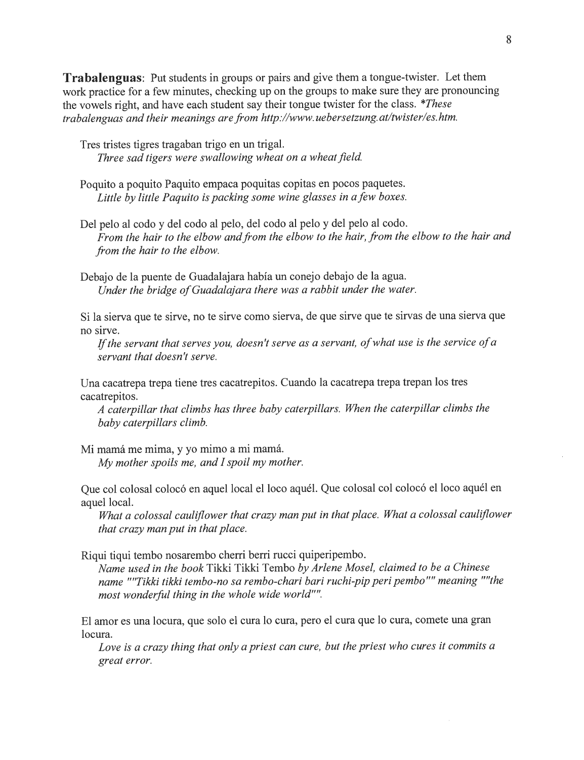**Trabalenguas**: Put students in groups or pairs and give them a tongue-twister. Let them work practice for a few minutes, checking up on the groups to make sure they are pronouncing the vowels right, and have each student say their tongue twister for the class. *\*These trabalenguas and their meanings are from http://www.uebersetzung.at/twister/es.htm.*

Tres tristes tigres tragaban trigo en un trigal.
*Three sad tigers were swallowing wheat on a wheat field.*

Poquito a poquito Paquito empaca poquitas copitas en pocos paquetes.
*Little by little Paquito is packing some wine glasses in a few boxes.*

Del pelo al codo y del codo al pelo, del codo al pelo y del pelo al codo.
*From the hair to the elbow and from the elbow to the hair, from the elbow to the hair and from the hair to the elbow.*

Debajo de la puente de Guadalajara había un conejo debajo de la agua.
*Under the bridge of Guadalajara there was a rabbit under the water.*

Si la sierva que te sirve, no te sirve como sierva, de que sirve que te sirvas de una sierva que no sirve.
*If the servant that serves you, doesn't serve as a servant, of what use is the service of a servant that doesn't serve.*

Una cacatrepa trepa tiene tres cacatrepitos. Cuando la cacatrepa trepa trepan los tres cacatrepitos.
*A caterpillar that climbs has three baby caterpillars. When the caterpillar climbs the baby caterpillars climb.*

Mi mamá me mima, y yo mimo a mi mamá.
*My mother spoils me, and I spoil my mother.*

Que col colosal colocó en aquel local el loco aquél. Que colosal col colocó el loco aquél en aquel local.
*What a colossal cauliflower that crazy man put in that place. What a colossal cauliflower that crazy man put in that place.*

Riqui tiqui tembo nosarembo cherri berri rucci quiperipembo.
*Name used in the book* Tikki Tikki Tembo *by Arlene Mosel, claimed to be a Chinese name ""Tikki tikki tembo-no sa rembo-chari bari ruchi-pip peri pembo"" meaning ""the most wonderful thing in the whole wide world"".*

El amor es una locura, que solo el cura lo cura, pero el cura que lo cura, comete una gran locura.
*Love is a crazy thing that only a priest can cure, but the priest who cures it commits a great error.*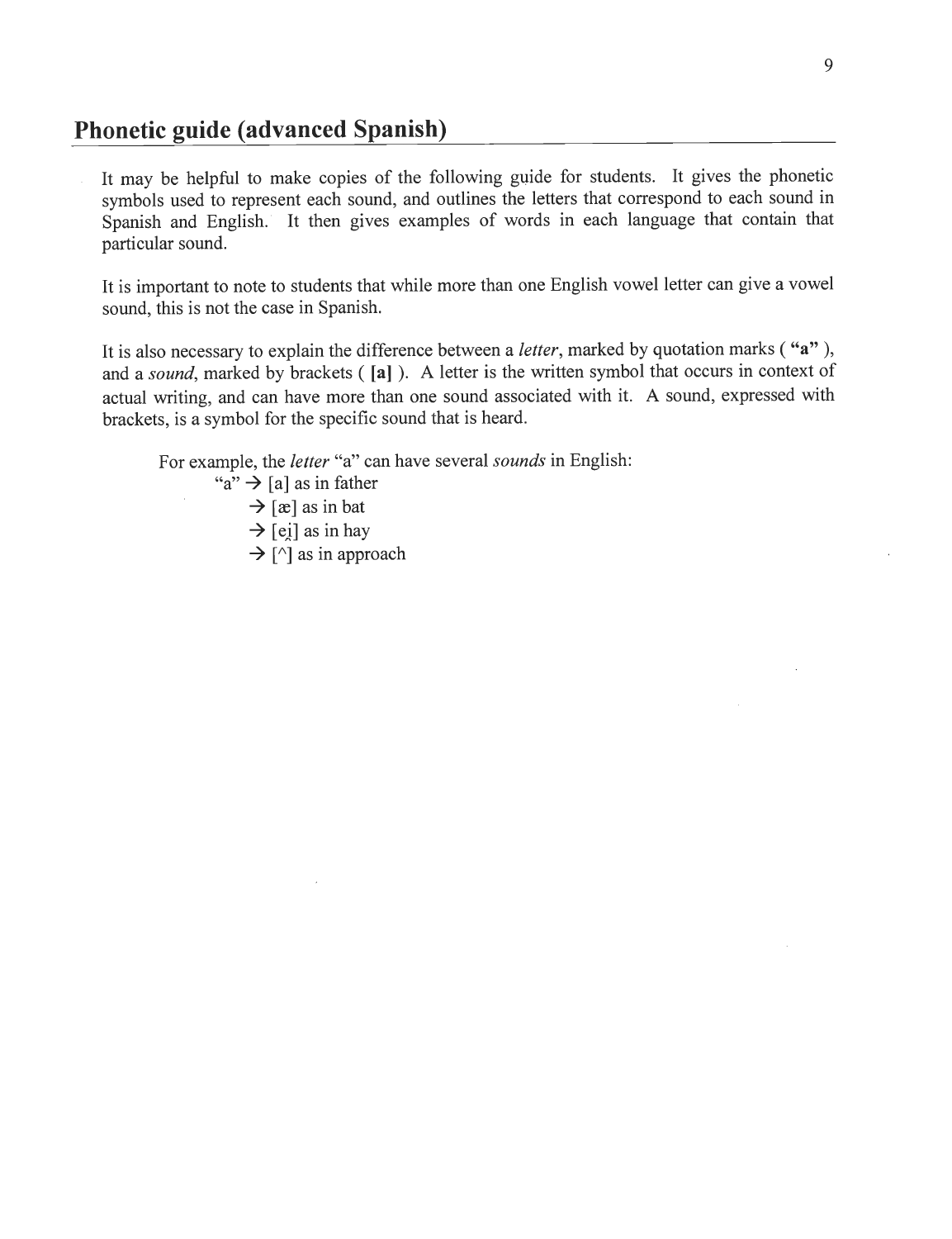## Phonetic guide (advanced Spanish)

It may be helpful to make copies of the following guide for students. It gives the phonetic symbols used to represent each sound, and outlines the letters that correspond to each sound in Spanish and English. It then gives examples of words in each language that contain that particular sound.

It is important to note to students that while more than one English vowel letter can give a vowel sound, this is not the case in Spanish.

It is also necessary to explain the difference between a *letter*, marked by quotation marks ( **"a"** ), and a *sound*, marked by brackets ( **[a]** ). A letter is the written symbol that occurs in context of actual writing, and can have more than one sound associated with it. A sound, expressed with brackets, is a symbol for the specific sound that is heard.

For example, the *letter* "a" can have several *sounds* in English:

"a" → [a] as in father
→ [æ] as in bat
→ [ei̯] as in hay
→ [^] as in approach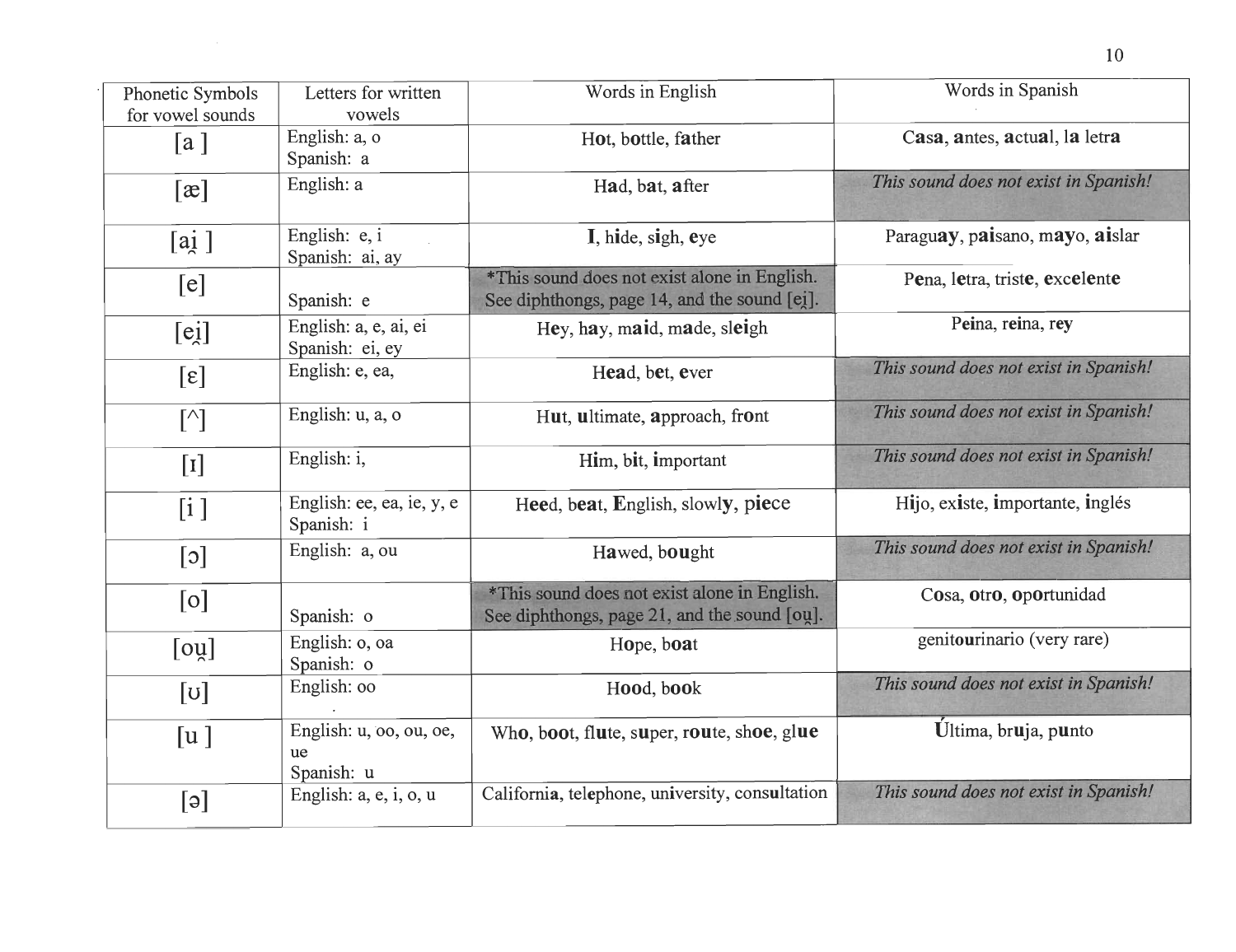| Phonetic Symbols for vowel sounds | Letters for written vowels | Words in English | Words in Spanish |
|---|---|---|---|
| [a ] | English: a, o<br>Spanish: a | H**o**t, b**o**ttle, f**a**ther | C**a**s**a**, **a**ntes, actu**a**l, l**a** letr**a** |
| [æ] | English: a | H**a**d, b**a**t, **a**fter | *This sound does not exist in Spanish!* |
| [aị ] | English: e, i<br>Spanish: ai, ay | **I**, h**i**de, s**i**gh, **e**ye | Paragu**ay**, p**ai**sano, m**ay**o, **ai**slar |
| [e] | Spanish: e | *This sound does not exist alone in English. See diphthongs, page 14, and the sound [eị]. | P**e**na, l**e**tra, trist**e**, **e**xc**e**l**e**nt**e** |
| [eị] | English: a, e, ai, ei<br>Spanish: ei, ey | H**ey**, h**ay**, m**ai**d, m**a**de, sl**ei**gh | P**ei**na, r**ei**na, r**ey** |
| [ɛ] | English: e, ea, | H**ea**d, b**e**t, **e**ver | *This sound does not exist in Spanish!* |
| [^] | English: u, a, o | H**u**t, **u**ltimate, **a**pproach, fr**o**nt | *This sound does not exist in Spanish!* |
| [ɪ] | English: i, | H**i**m, b**i**t, **i**mportant | *This sound does not exist in Spanish!* |
| [i ] | English: ee, ea, ie, y, e<br>Spanish: i | H**ee**d, b**ea**t, **E**nglish, slowl**y**, p**ie**ce | H**i**jo, ex**i**ste, **i**mportante, **i**nglés |
| [ɔ] | English: a, ou | H**a**wed, b**ou**ght | *This sound does not exist in Spanish!* |
| [o] | Spanish: o | *This sound does not exist alone in English. See diphthongs, page 21, and the sound [oụ]. | C**o**sa, **o**tr**o**, **o**p**o**rtunidad |
| [oụ] | English: o, oa<br>Spanish: o | H**o**pe, b**oa**t | genit**ou**rinario (very rare) |
| [ʊ] | English: oo | H**oo**d, b**oo**k | *This sound does not exist in Spanish!* |
| [u ] | English: u, oo, ou, oe, ue<br>Spanish: u | Wh**o**, b**oo**t, fl**u**te, s**u**per, r**ou**te, sh**oe**, gl**ue** | **Ú**ltima, br**u**ja, p**u**nto |
| [ə] | English: a, e, i, o, u | Californi**a**, tel**e**phone, un**i**versity, cons**u**ltation | *This sound does not exist in Spanish!* |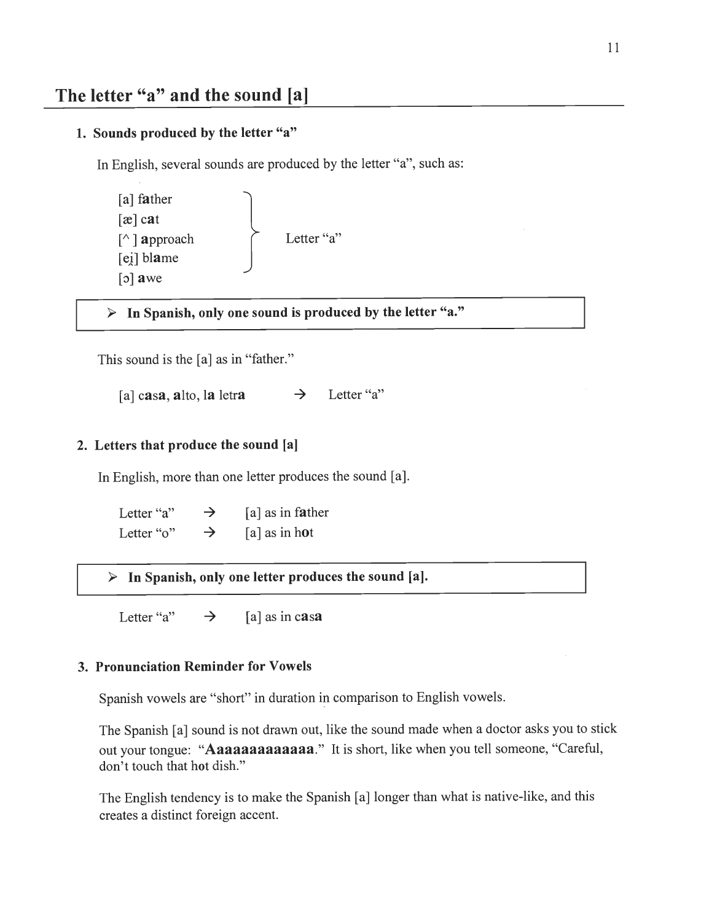# The letter "a" and the sound [a]

### 1. Sounds produced by the letter "a"

In English, several sounds are produced by the letter "a", such as:

[a] f**a**ther
[æ] c**a**t
[^ ] **a**pproach
[eį] bl**a**me
[ɔ] **a**we

} Letter "a"

> ➢ **In Spanish, only one sound is produced by the letter "a."**

This sound is the [a] as in "father."

[a] c**a**s**a**, **a**lto, l**a** letr**a** → Letter "a"

### 2. Letters that produce the sound [a]

In English, more than one letter produces the sound [a].

Letter "a" → [a] as in f**a**ther
Letter "o" → [a] as in h**o**t

> ➢ **In Spanish, only one letter produces the sound [a].**

Letter "a" → [a] as in c**a**s**a**

### 3. Pronunciation Reminder for Vowels

Spanish vowels are "short" in duration in comparison to English vowels.

The Spanish [a] sound is not drawn out, like the sound made when a doctor asks you to stick out your tongue: "**Aaaaaaaaaaaaa**." It is short, like when you tell someone, "Careful, don't touch that h**o**t dish."

The English tendency is to make the Spanish [a] longer than what is native-like, and this creates a distinct foreign accent.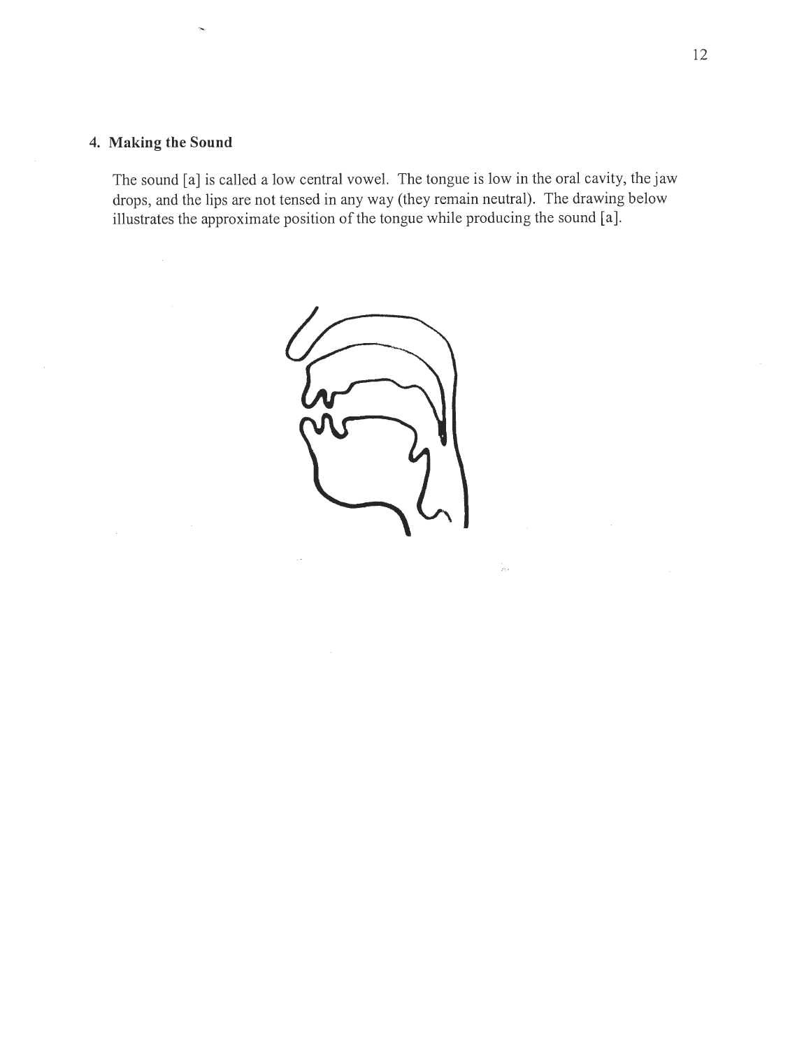## 4. Making the Sound

The sound [a] is called a low central vowel. The tongue is low in the oral cavity, the jaw drops, and the lips are not tensed in any way (they remain neutral). The drawing below illustrates the approximate position of the tongue while producing the sound [a].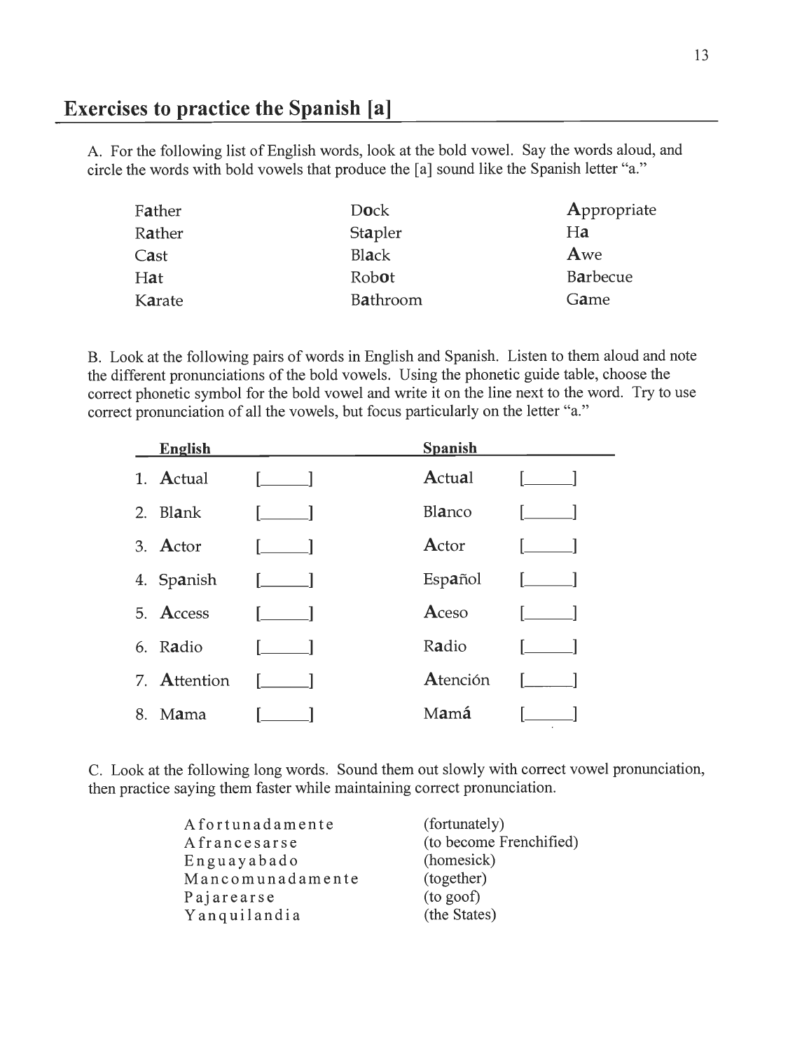## Exercises to practice the Spanish [a]

A. For the following list of English words, look at the bold vowel. Say the words aloud, and circle the words with bold vowels that produce the [a] sound like the Spanish letter "a."

| | | |
|---|---|---|
| F**a**ther | D**o**ck | **A**ppropriate |
| R**a**ther | St**a**pler | H**a** |
| C**a**st | Bl**a**ck | **A**we |
| H**a**t | Rob**o**t | B**a**rbecue |
| K**a**rate | B**a**throom | G**a**me |

B. Look at the following pairs of words in English and Spanish. Listen to them aloud and note the different pronunciations of the bold vowels. Using the phonetic guide table, choose the correct phonetic symbol for the bold vowel and write it on the line next to the word. Try to use correct pronunciation of all the vowels, but focus particularly on the letter "a."

| English | | Spanish | |
|---|---|---|---|
| 1. **A**ctual | [_____] | **A**ctu**a**l | [_____] |
| 2. Bl**a**nk | [_____] | Bl**a**nco | [_____] |
| 3. **A**ctor | [_____] | **A**ctor | [_____] |
| 4. Sp**a**nish | [_____] | Esp**a**ñol | [_____] |
| 5. **A**ccess | [_____] | **A**ceso | [_____] |
| 6. R**a**dio | [_____] | R**a**dio | [_____] |
| 7. **A**ttention | [_____] | **A**tención | [_____] |
| 8. M**a**ma | [_____] | Mam**á** | [_____] |

C. Look at the following long words. Sound them out slowly with correct vowel pronunciation, then practice saying them faster while maintaining correct pronunciation.

| | |
|---|---|
| Afortunadamente | (fortunately) |
| Afrancesarse | (to become Frenchified) |
| Enguayabado | (homesick) |
| Mancomunadamente | (together) |
| Pajarearse | (to goof) |
| Yanquilandia | (the States) |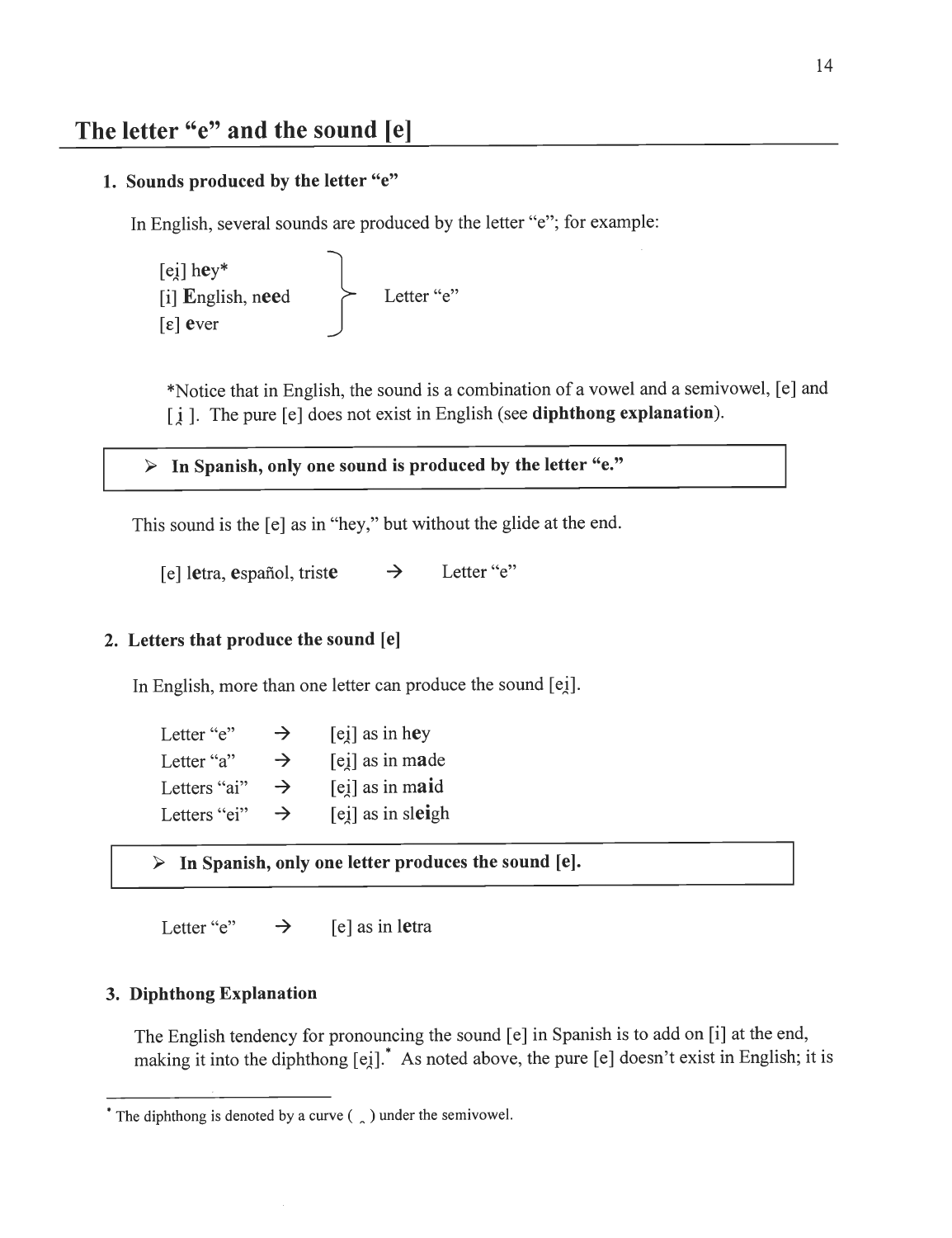## The letter "e" and the sound [e]

### 1. Sounds produced by the letter "e"

In English, several sounds are produced by the letter "e"; for example:

[ei̯] h**e**y*
[i] **E**nglish, n**ee**d
[ɛ] **e**ver

} Letter "e"

*Notice that in English, the sound is a combination of a vowel and a semivowel, [e] and [i̯]. The pure [e] does not exist in English (see **diphthong explanation**).

> ➢ **In Spanish, only one sound is produced by the letter "e."**

This sound is the [e] as in "hey," but without the glide at the end.

[e] l**e**tra, **e**spañol, trist**e** → Letter "e"

### 2. Letters that produce the sound [e]

In English, more than one letter can produce the sound [ei̯].

| | | |
|---|---|---|
| Letter "e" | → | [ei̯] as in h**e**y |
| Letter "a" | → | [ei̯] as in m**a**de |
| Letters "ai" | → | [ei̯] as in m**ai**d |
| Letters "ei" | → | [ei̯] as in sl**ei**gh |

> ➢ **In Spanish, only one letter produces the sound [e].**

Letter "e" → [e] as in l**e**tra

### 3. Diphthong Explanation

The English tendency for pronouncing the sound [e] in Spanish is to add on [i] at the end, making it into the diphthong [ei̯].* As noted above, the pure [e] doesn't exist in English; it is

---

* The diphthong is denoted by a curve ( ̯ ) under the semivowel.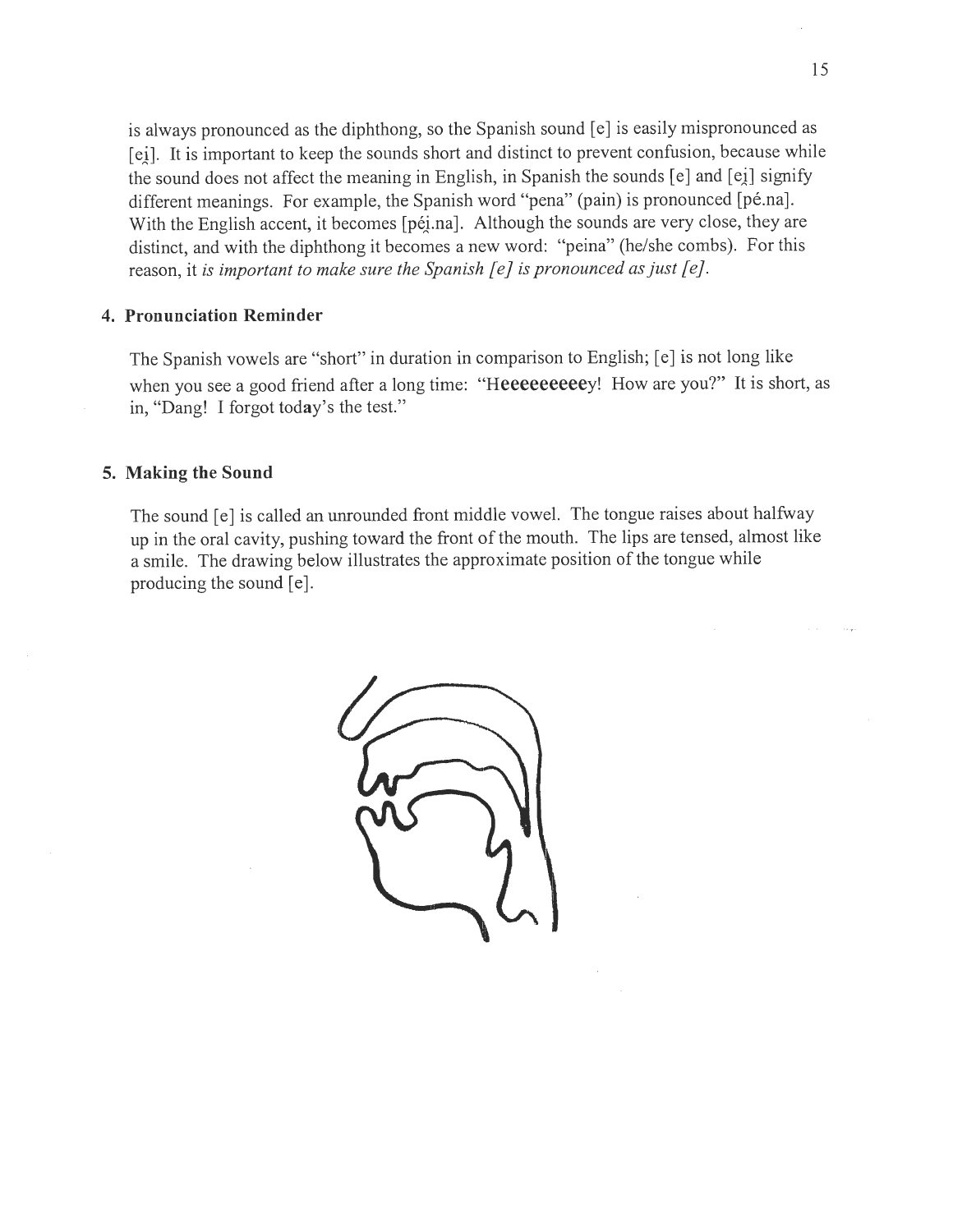is always pronounced as the diphthong, so the Spanish sound [e] is easily mispronounced as [ei̯]. It is important to keep the sounds short and distinct to prevent confusion, because while the sound does not affect the meaning in English, in Spanish the sounds [e] and [ei̯] signify different meanings. For example, the Spanish word "pena" (pain) is pronounced [pé.na]. With the English accent, it becomes [péi̯.na]. Although the sounds are very close, they are distinct, and with the diphthong it becomes a new word: "peina" (he/she combs). For this reason, it *is important to make sure the Spanish [e] is pronounced as just [e].*

### 4. Pronunciation Reminder

The Spanish vowels are "short" in duration in comparison to English; [e] is not long like when you see a good friend after a long time: "H**eeeeeeeee**y! How are you?" It is short, as in, "Dang! I forgot tod**a**y's the test."

### 5. Making the Sound

The sound [e] is called an unrounded front middle vowel. The tongue raises about halfway up in the oral cavity, pushing toward the front of the mouth. The lips are tensed, almost like a smile. The drawing below illustrates the approximate position of the tongue while producing the sound [e].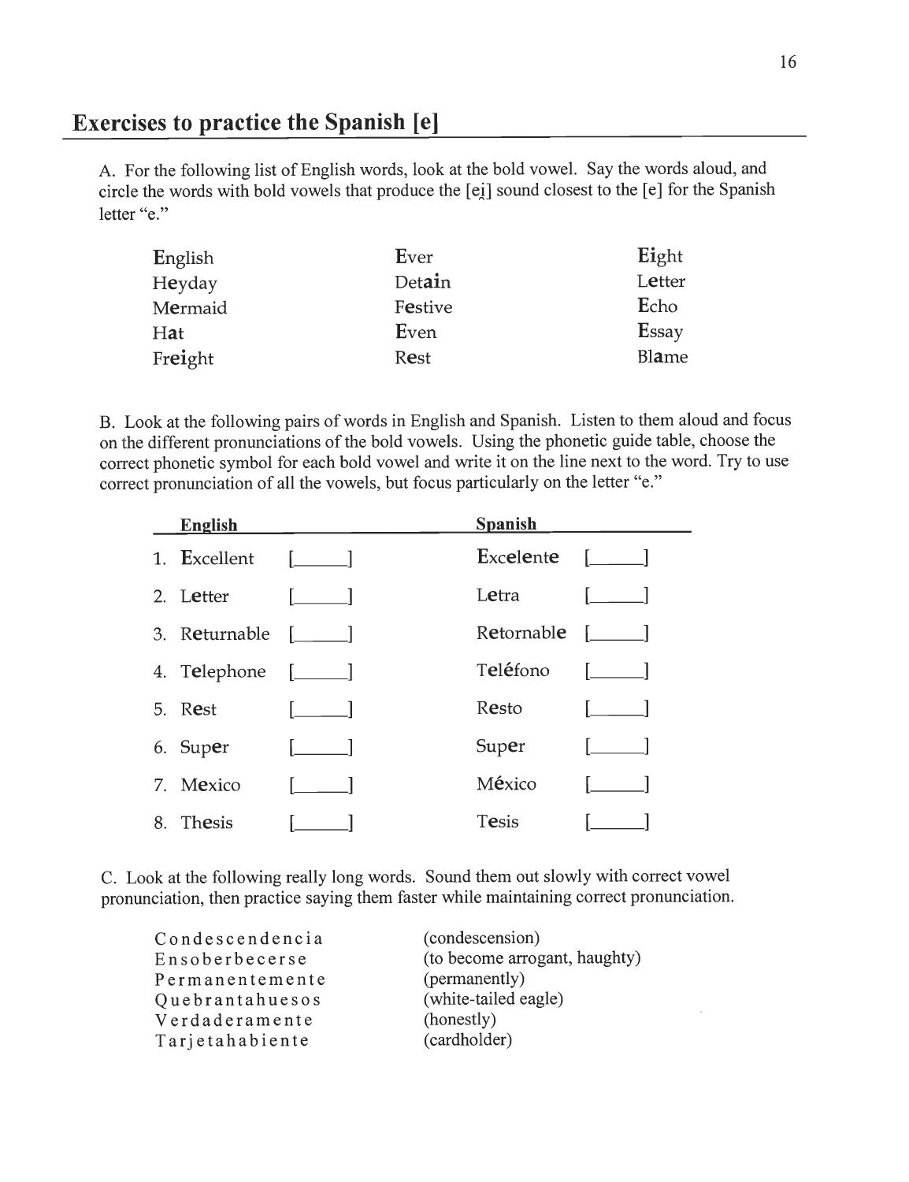## Exercises to practice the Spanish [e]

A. For the following list of English words, look at the bold vowel. Say the words aloud, and circle the words with bold vowels that produce the [ei̯] sound closest to the [e] for the Spanish letter "e."

| | | |
|---|---|---|
| **E**nglish | **E**ver | **Ei**ght |
| H**e**yday | Det**ai**n | L**e**tter |
| M**e**rmaid | F**e**stive | **E**cho |
| H**a**t | **E**ven | **E**ssay |
| Fr**ei**ght | R**e**st | Bl**a**me |

B. Look at the following pairs of words in English and Spanish. Listen to them aloud and focus on the different pronunciations of the bold vowels. Using the phonetic guide table, choose the correct phonetic symbol for each bold vowel and write it on the line next to the word. Try to use correct pronunciation of all the vowels, but focus particularly on the letter "e."

| English | | Spanish | |
|---|---|---|---|
| 1. **E**xcellent | [\_\_\_\_\_] | **E**xcel**e**nt**e** | [\_\_\_\_\_] |
| 2. L**e**tter | [\_\_\_\_\_] | L**e**tra | [\_\_\_\_\_] |
| 3. R**e**turnable | [\_\_\_\_\_] | R**e**tornabl**e** | [\_\_\_\_\_] |
| 4. T**e**lephone | [\_\_\_\_\_] | T**e**l**é**fono | [\_\_\_\_\_] |
| 5. R**e**st | [\_\_\_\_\_] | R**e**sto | [\_\_\_\_\_] |
| 6. Sup**e**r | [\_\_\_\_\_] | Sup**e**r | [\_\_\_\_\_] |
| 7. M**e**xico | [\_\_\_\_\_] | M**é**xico | [\_\_\_\_\_] |
| 8. Th**e**sis | [\_\_\_\_\_] | T**e**sis | [\_\_\_\_\_] |

C. Look at the following really long words. Sound them out slowly with correct vowel pronunciation, then practice saying them faster while maintaining correct pronunciation.

| | |
|---|---|
| C o n d e s c e n d e n c i a | (condescension) |
| E n s o b e r b e c e r s e | (to become arrogant, haughty) |
| P e r m a n e n t e m e n t e | (permanently) |
| Q u e b r a n t a h u e s o s | (white-tailed eagle) |
| V e r d a d e r a m e n t e | (honestly) |
| T a r j e t a h a b i e n t e | (cardholder) |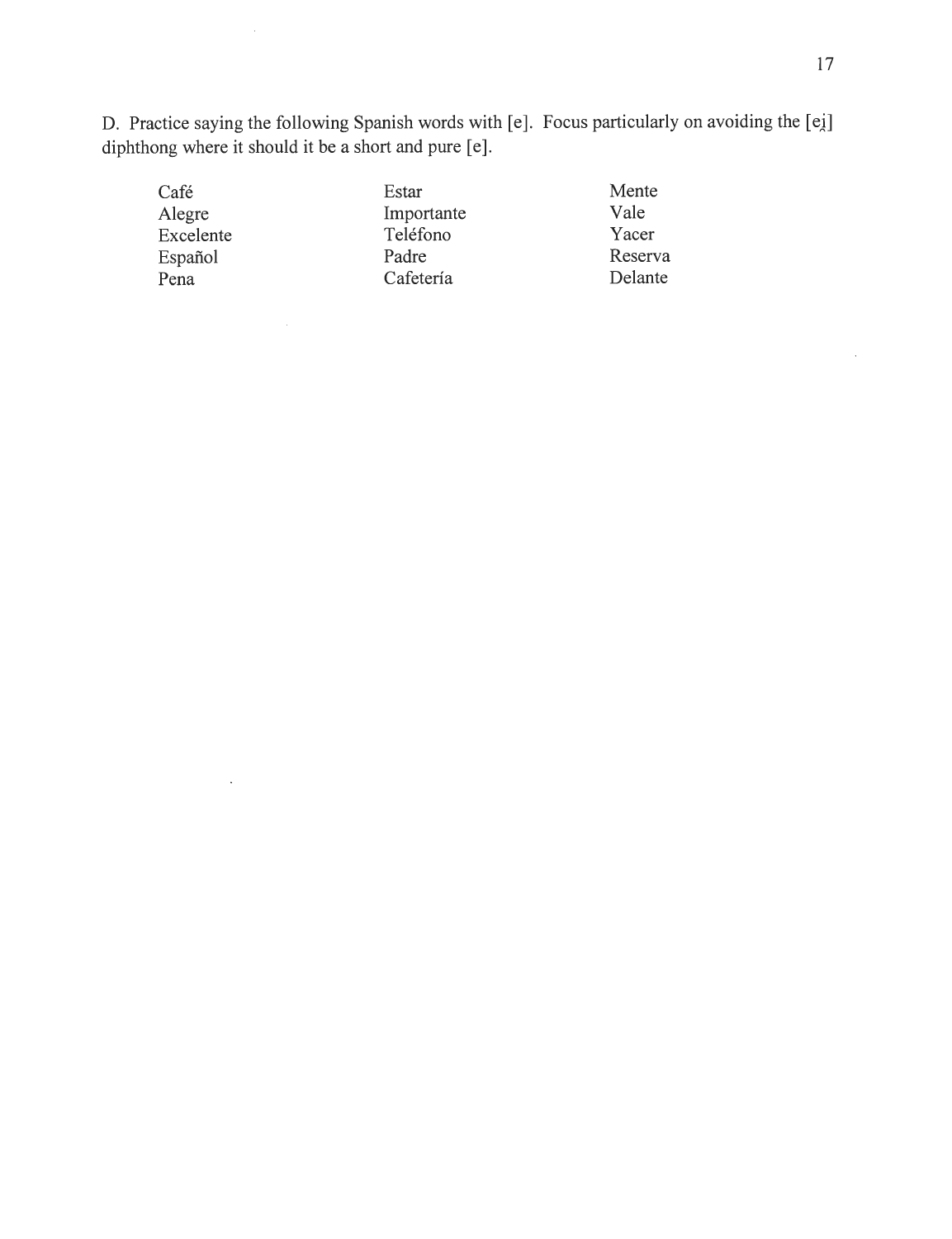D. Practice saying the following Spanish words with [e]. Focus particularly on avoiding the [ei̯] diphthong where it should it be a short and pure [e].

| | | |
|---|---|---|
| Café | Estar | Mente |
| Alegre | Importante | Vale |
| Excelente | Teléfono | Yacer |
| Español | Padre | Reserva |
| Pena | Cafetería | Delante |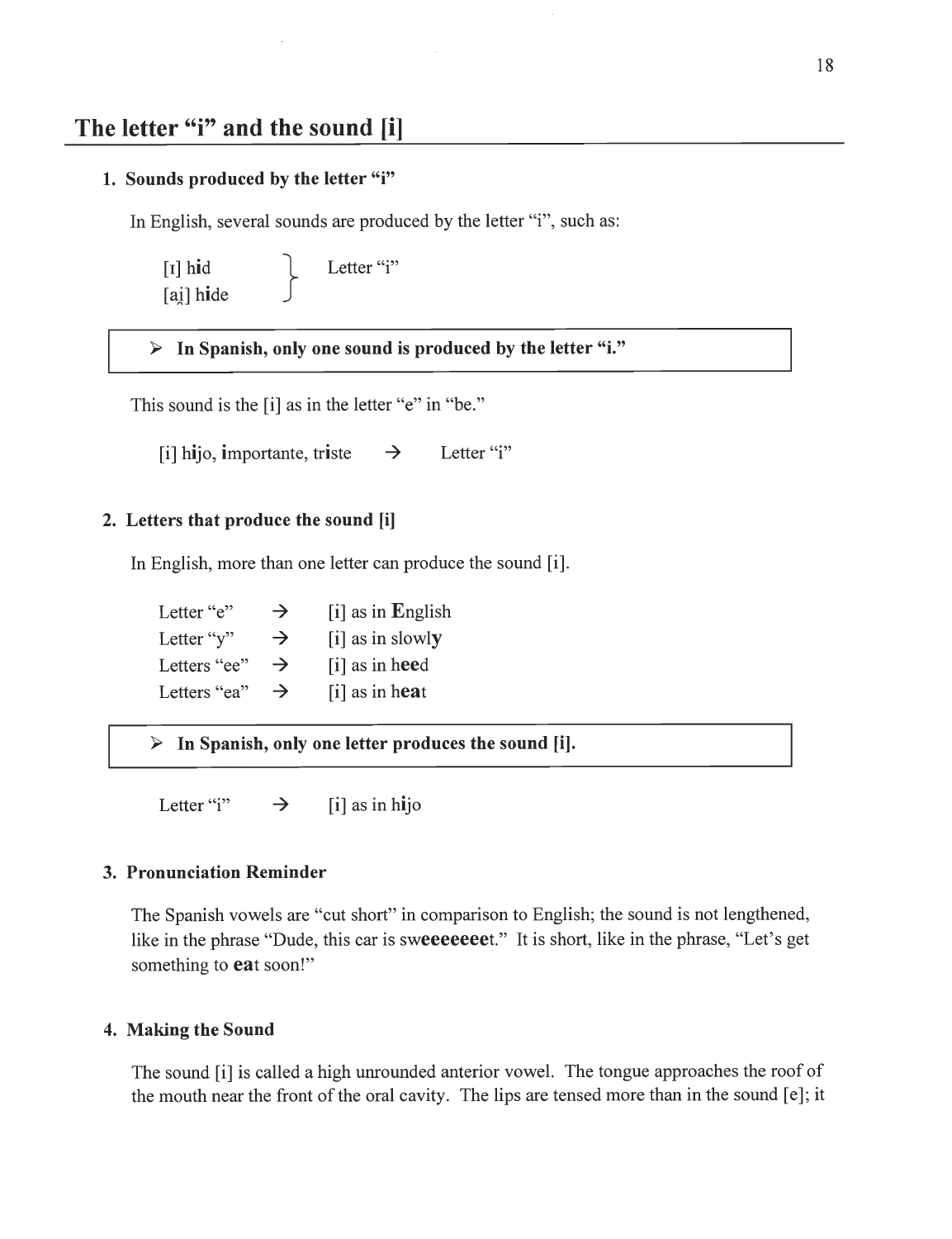## The letter "i" and the sound [i]

### 1. Sounds produced by the letter "i"

In English, several sounds are produced by the letter "i", such as:

[ɪ] h**i**d
[ai̯] h**i**de } Letter "i"

> ➢ **In Spanish, only one sound is produced by the letter "i."**

This sound is the [i] as in the letter "e" in "be."

[i] h**i**jo, **i**mportante, tr**i**ste → Letter "i"

### 2. Letters that produce the sound [i]

In English, more than one letter can produce the sound [i].

| | | |
|---|---|---|
| Letter "e" | → | [i] as in **E**nglish |
| Letter "y" | → | [i] as in slowl**y** |
| Letters "ee" | → | [i] as in h**ee**d |
| Letters "ea" | → | [i] as in h**ea**t |

> ➢ **In Spanish, only one letter produces the sound [i].**

Letter "i" → [i] as in h**i**jo

### 3. Pronunciation Reminder

The Spanish vowels are "cut short" in comparison to English; the sound is not lengthened, like in the phrase "Dude, this car is sw**eeeeeee**t." It is short, like in the phrase, "Let's get something to **ea**t soon!"

### 4. Making the Sound

The sound [i] is called a high unrounded anterior vowel. The tongue approaches the roof of the mouth near the front of the oral cavity. The lips are tensed more than in the sound [e]; it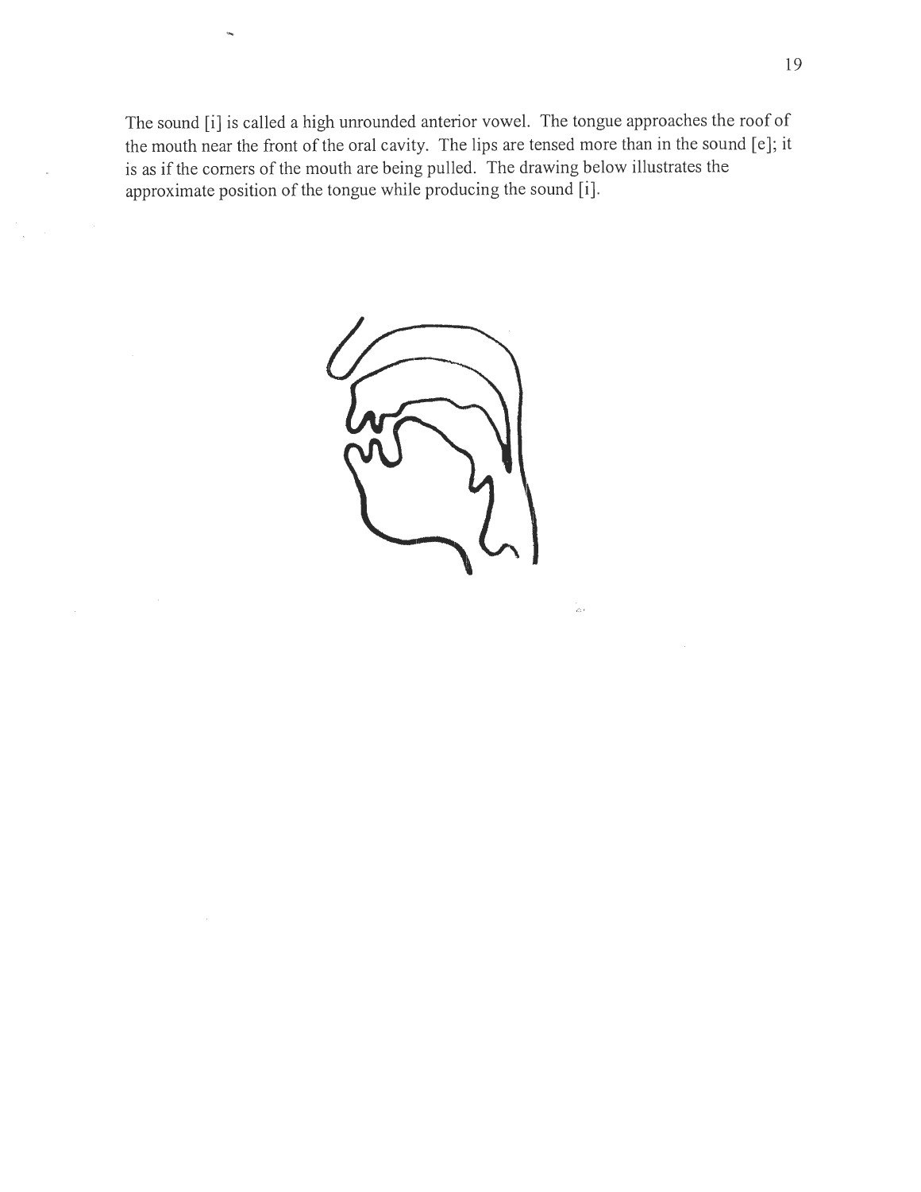The sound [i] is called a high unrounded anterior vowel. The tongue approaches the roof of the mouth near the front of the oral cavity. The lips are tensed more than in the sound [e]; it is as if the corners of the mouth are being pulled. The drawing below illustrates the approximate position of the tongue while producing the sound [i].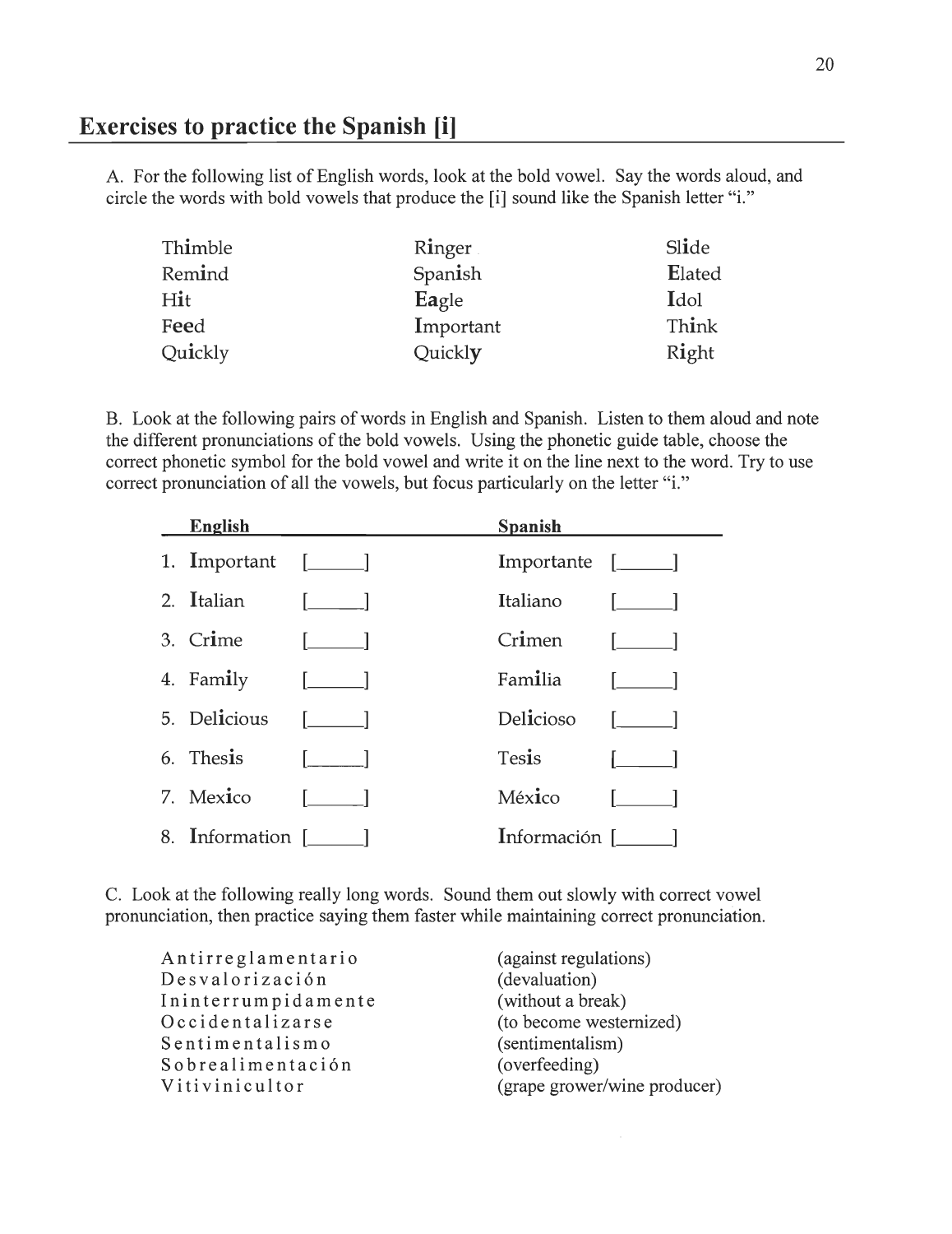## Exercises to practice the Spanish [i]

A. For the following list of English words, look at the bold vowel. Say the words aloud, and circle the words with bold vowels that produce the [i] sound like the Spanish letter "i."

| | | |
|---|---|---|
| Th**i**mble | R**i**nger | Sl**i**de |
| Rem**i**nd | Span**i**sh | **E**lated |
| H**i**t | **Ea**gle | **I**dol |
| F**ee**d | **I**mportant | Th**i**nk |
| Qu**i**ckly | Quickl**y** | R**i**ght |

B. Look at the following pairs of words in English and Spanish. Listen to them aloud and note the different pronunciations of the bold vowels. Using the phonetic guide table, choose the correct phonetic symbol for the bold vowel and write it on the line next to the word. Try to use correct pronunciation of all the vowels, but focus particularly on the letter "i."

| English | | Spanish | |
|---|---|---|---|
| 1. **I**mportant | [_____] | **I**mportante | [_____] |
| 2. **I**talian | [_____] | **I**taliano | [_____] |
| 3. Cr**i**me | [_____] | Cr**i**men | [_____] |
| 4. Fam**i**ly | [_____] | Fam**i**lia | [_____] |
| 5. Del**i**cious | [_____] | Del**i**cioso | [_____] |
| 6. Thes**i**s | [_____] | Tes**i**s | [_____] |
| 7. Mex**i**co | [_____] | Méx**i**co | [_____] |
| 8. **I**nformation | [_____] | **I**nformación | [_____] |

C. Look at the following really long words. Sound them out slowly with correct vowel pronunciation, then practice saying them faster while maintaining correct pronunciation.

| | |
|---|---|
| Antirreglamentario | (against regulations) |
| Desvalorización | (devaluation) |
| Ininterrumpidamente | (without a break) |
| Occidentalizarse | (to become westernized) |
| Sentimentalismo | (sentimentalism) |
| Sobrealimentación | (overfeeding) |
| Vitivinicultor | (grape grower/wine producer) |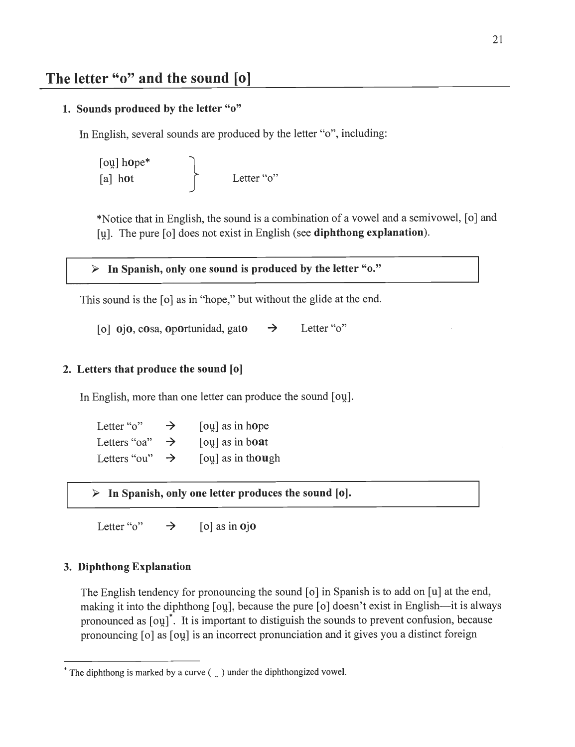## The letter "o" and the sound [o]

### 1. Sounds produced by the letter "o"

In English, several sounds are produced by the letter "o", including:

[oṷ] h**o**pe*
[a] h**o**t

} Letter "o"

*Notice that in English, the sound is a combination of a vowel and a semivowel, [o] and [ṷ]. The pure [o] does not exist in English (see **diphthong explanation**).

> ➤ **In Spanish, only one sound is produced by the letter "o."**

This sound is the [o] as in "hope," but without the glide at the end.

[o] **o**j**o**, c**o**sa, **o**p**o**rtunidad, gat**o** → Letter "o"

### 2. Letters that produce the sound [o]

In English, more than one letter can produce the sound [oṷ].

| | | |
|---|---|---|
| Letter "o" | → | [oṷ] as in h**o**pe |
| Letters "oa" | → | [oṷ] as in b**oa**t |
| Letters "ou" | → | [oṷ] as in th**ou**gh |

> ➤ **In Spanish, only one letter produces the sound [o].**

Letter "o" → [o] as in **o**j**o**

### 3. Diphthong Explanation

The English tendency for pronouncing the sound [o] in Spanish is to add on [u] at the end, making it into the diphthong [oṷ], because the pure [o] doesn't exist in English—it is always pronounced as [oṷ]*. It is important to distiguish the sounds to prevent confusion, because pronouncing [o] as [oṷ] is an incorrect pronunciation and it gives you a distinct foreign

---

* The diphthong is marked by a curve ( ‿ ) under the diphthongized vowel.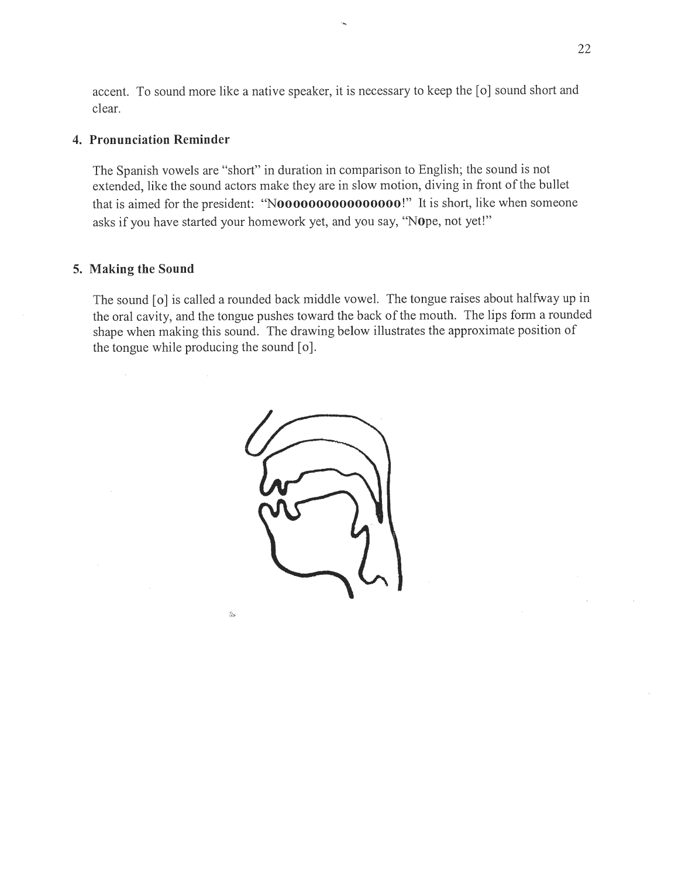accent. To sound more like a native speaker, it is necessary to keep the [o] sound short and clear.

### 4. Pronunciation Reminder

The Spanish vowels are "short" in duration in comparison to English; the sound is not extended, like the sound actors make they are in slow motion, diving in front of the bullet that is aimed for the president: "N**oooooooooooooooo**!" It is short, like when someone asks if you have started your homework yet, and you say, "N**o**pe, not yet!"

### 5. Making the Sound

The sound [o] is called a rounded back middle vowel. The tongue raises about halfway up in the oral cavity, and the tongue pushes toward the back of the mouth. The lips form a rounded shape when making this sound. The drawing below illustrates the approximate position of the tongue while producing the sound [o].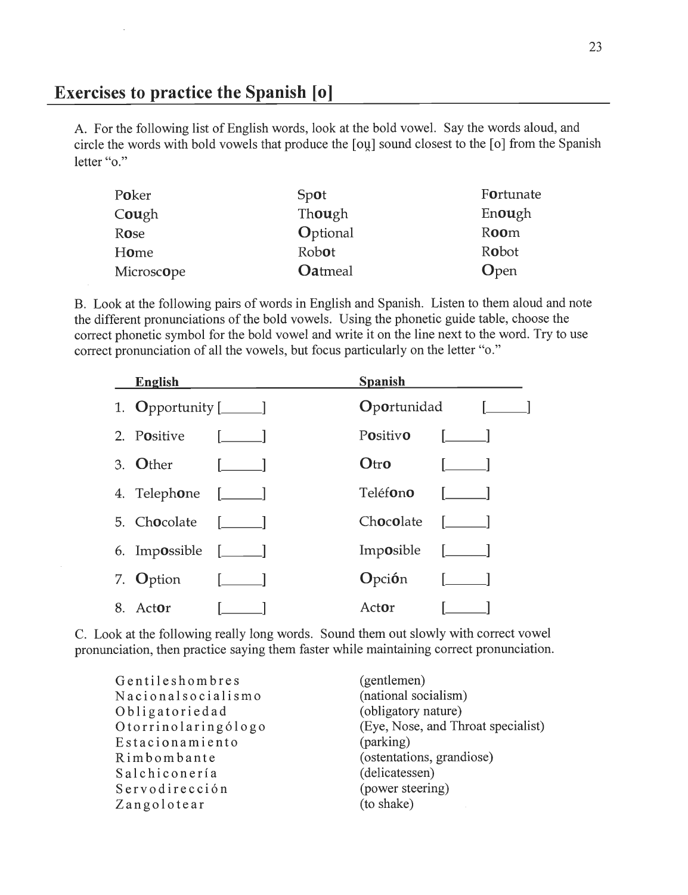## Exercises to practice the Spanish [o]

A. For the following list of English words, look at the bold vowel. Say the words aloud, and circle the words with bold vowels that produce the [oʊ̯] sound closest to the [o] from the Spanish letter "o."

| | | |
|---|---|---|
| P**o**ker | Sp**o**t | F**o**rtunate |
| C**ou**gh | Th**ou**gh | En**ou**gh |
| R**o**se | **O**ptional | R**oo**m |
| H**o**me | Rob**o**t | R**o**bot |
| Micros**co**pe | **Oa**tmeal | **O**pen |

B. Look at the following pairs of words in English and Spanish. Listen to them aloud and note the different pronunciations of the bold vowels. Using the phonetic guide table, choose the correct phonetic symbol for the bold vowel and write it on the line next to the word. Try to use correct pronunciation of all the vowels, but focus particularly on the letter "o."

| English | | Spanish | |
|---|---|---|---|
| 1. **O**pportunity | [_____] | **O**p**o**rtunidad | [_____] |
| 2. P**o**sitive | [_____] | P**o**sitiv**o** | [_____] |
| 3. **O**ther | [_____] | **O**tr**o** | [_____] |
| 4. Teleph**o**ne | [_____] | Teléf**o**n**o** | [_____] |
| 5. Ch**o**colate | [_____] | Ch**o**c**o**late | [_____] |
| 6. Imp**o**ssible | [_____] | Imp**o**sible | [_____] |
| 7. **O**ption | [_____] | **O**pci**ó**n | [_____] |
| 8. Act**or** | [_____] | Act**o**r | [_____] |

C. Look at the following really long words. Sound them out slowly with correct vowel pronunciation, then practice saying them faster while maintaining correct pronunciation.

| | |
|---|---|
| Gentileshombres | (gentlemen) |
| Nacionalsocialismo | (national socialism) |
| Obligatoriedad | (obligatory nature) |
| Otorrinolaringólogo | (Eye, Nose, and Throat specialist) |
| Estacionamiento | (parking) |
| Rimbombante | (ostentations, grandiose) |
| Salchiconería | (delicatessen) |
| Servodirección | (power steering) |
| Zangolotear | (to shake) |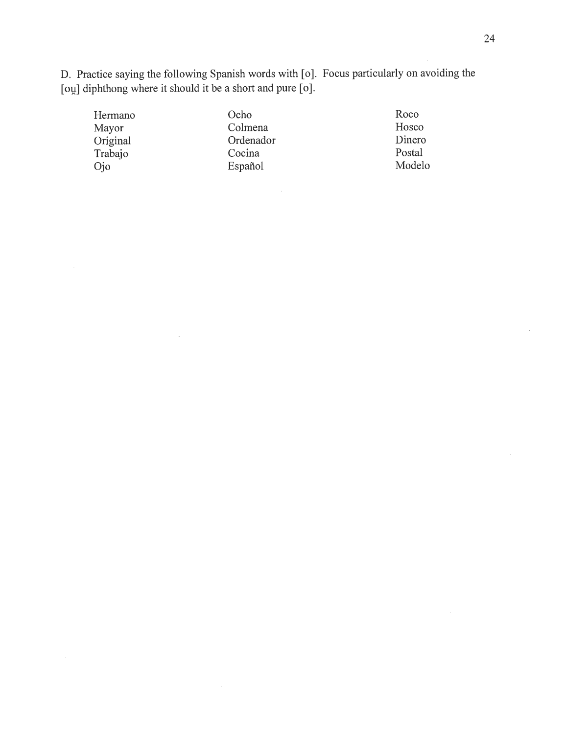D. Practice saying the following Spanish words with [o]. Focus particularly on avoiding the [ou̯] diphthong where it should it be a short and pure [o].

| | | |
|---|---|---|
| Hermano | Ocho | Roco |
| Mayor | Colmena | Hosco |
| Original | Ordenador | Dinero |
| Trabajo | Cocina | Postal |
| Ojo | Español | Modelo |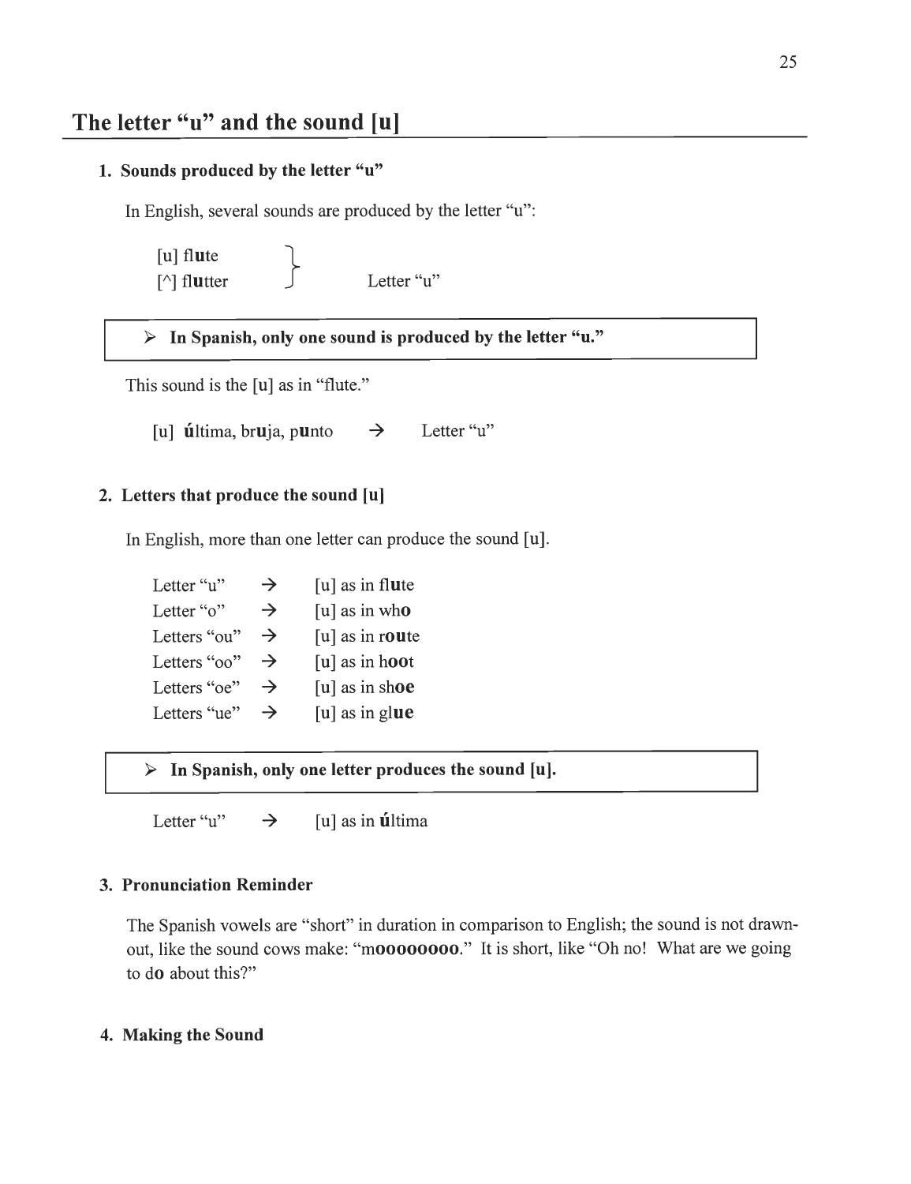## The letter "u" and the sound [u]

### 1. Sounds produced by the letter "u"

In English, several sounds are produced by the letter "u":

[u] fl**u**te
[^] fl**u**tter } Letter "u"

> ➢ **In Spanish, only one sound is produced by the letter "u."**

This sound is the [u] as in "flute."

[u] **ú**ltima, br**u**ja, p**u**nto → Letter "u"

### 2. Letters that produce the sound [u]

In English, more than one letter can produce the sound [u].

Letter "u" → [u] as in fl**u**te
Letter "o" → [u] as in wh**o**
Letters "ou" → [u] as in r**ou**te
Letters "oo" → [u] as in h**oo**t
Letters "oe" → [u] as in sh**oe**
Letters "ue" → [u] as in gl**ue**

> ➢ **In Spanish, only one letter produces the sound [u].**

Letter "u" → [u] as in **ú**ltima

### 3. Pronunciation Reminder

The Spanish vowels are "short" in duration in comparison to English; the sound is not drawn-out, like the sound cows make: "m**oooooooo**." It is short, like "Oh no! What are we going to d**o** about this?"

### 4. Making the Sound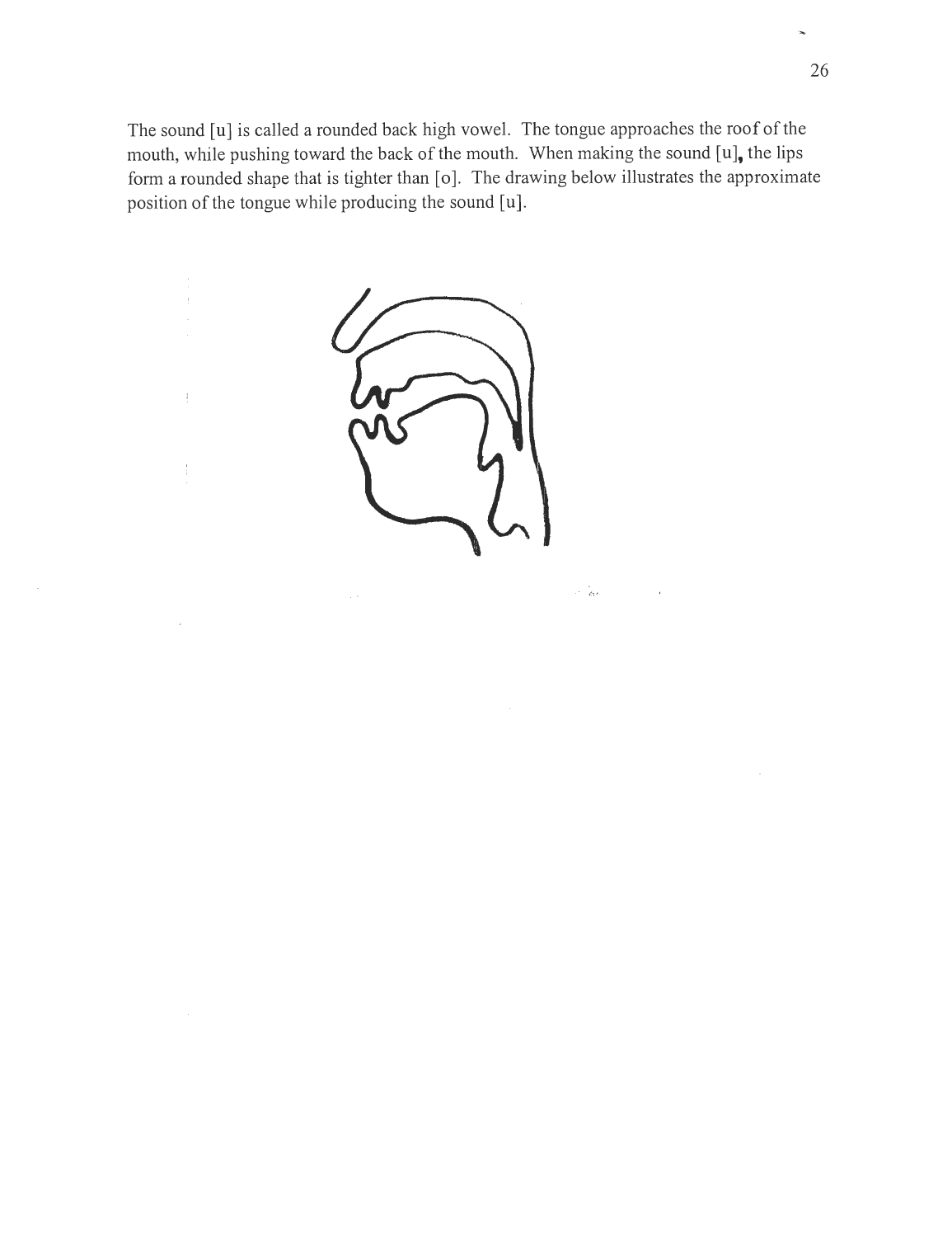The sound [u] is called a rounded back high vowel. The tongue approaches the roof of the mouth, while pushing toward the back of the mouth. When making the sound [u], the lips form a rounded shape that is tighter than [o]. The drawing below illustrates the approximate position of the tongue while producing the sound [u].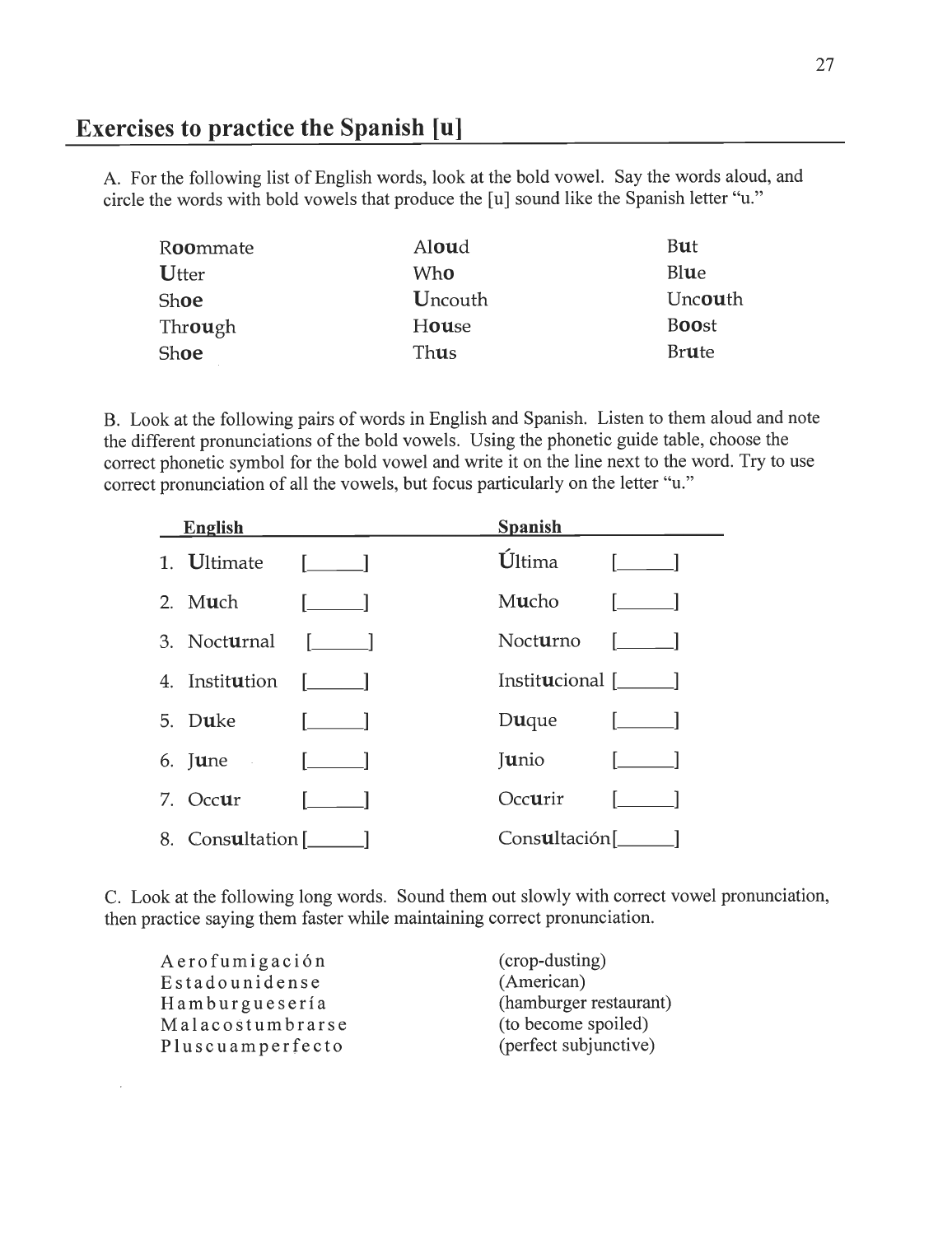## Exercises to practice the Spanish [u]

A. For the following list of English words, look at the bold vowel. Say the words aloud, and circle the words with bold vowels that produce the [u] sound like the Spanish letter "u."

| | | |
|---|---|---|
| R**oo**mmate | Al**ou**d | B**u**t |
| **U**tter | Wh**o** | Bl**ue** |
| Sh**oe** | **U**ncouth | Unc**ou**th |
| Thr**ou**gh | H**ou**se | B**oo**st |
| Sh**oe** | Th**u**s | Br**u**te |

B. Look at the following pairs of words in English and Spanish. Listen to them aloud and note the different pronunciations of the bold vowels. Using the phonetic guide table, choose the correct phonetic symbol for the bold vowel and write it on the line next to the word. Try to use correct pronunciation of all the vowels, but focus particularly on the letter "u."

| English | | Spanish | |
|---|---|---|---|
| 1. **U**ltimate | [_____] | **Ú**ltima | [_____] |
| 2. M**u**ch | [_____] | M**u**cho | [_____] |
| 3. Noct**u**rnal | [_____] | Noct**u**rno | [_____] |
| 4. Instit**u**tion | [_____] | Instit**u**cional | [_____] |
| 5. D**u**ke | [_____] | D**u**que | [_____] |
| 6. J**u**ne | [_____] | J**u**nio | [_____] |
| 7. Occ**u**r | [_____] | Occ**u**rir | [_____] |
| 8. Cons**u**ltation | [_____] | Cons**u**ltación | [_____] |

C. Look at the following long words. Sound them out slowly with correct vowel pronunciation, then practice saying them faster while maintaining correct pronunciation.

| | |
|---|---|
| Aerofumigación | (crop-dusting) |
| Estadounidense | (American) |
| Hamburguesería | (hamburger restaurant) |
| Malacostumbrarse | (to become spoiled) |
| Pluscuamperfecto | (perfect subjunctive) |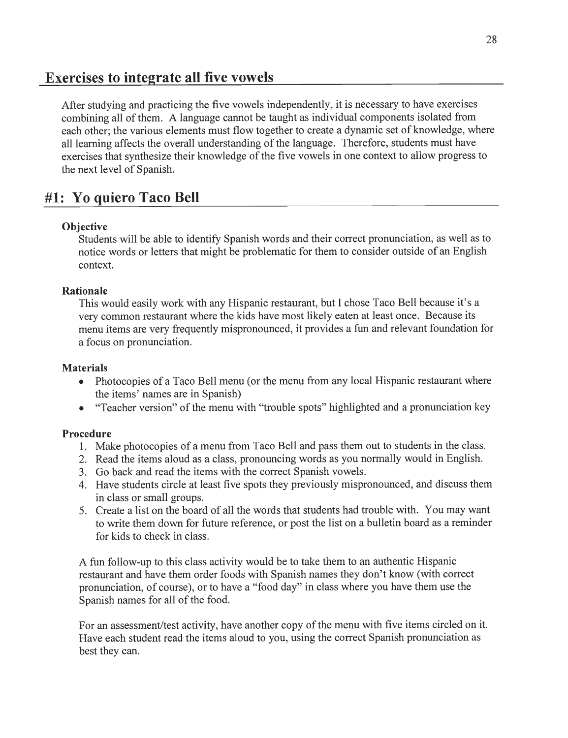## Exercises to integrate all five vowels

After studying and practicing the five vowels independently, it is necessary to have exercises combining all of them. A language cannot be taught as individual components isolated from each other; the various elements must flow together to create a dynamic set of knowledge, where all learning affects the overall understanding of the language. Therefore, students must have exercises that synthesize their knowledge of the five vowels in one context to allow progress to the next level of Spanish.

## #1: Yo quiero Taco Bell

### Objective

Students will be able to identify Spanish words and their correct pronunciation, as well as to notice words or letters that might be problematic for them to consider outside of an English context.

### Rationale

This would easily work with any Hispanic restaurant, but I chose Taco Bell because it's a very common restaurant where the kids have most likely eaten at least once. Because its menu items are very frequently mispronounced, it provides a fun and relevant foundation for a focus on pronunciation.

### Materials

- Photocopies of a Taco Bell menu (or the menu from any local Hispanic restaurant where the items' names are in Spanish)
- "Teacher version" of the menu with "trouble spots" highlighted and a pronunciation key

### Procedure

1. Make photocopies of a menu from Taco Bell and pass them out to students in the class.
2. Read the items aloud as a class, pronouncing words as you normally would in English.
3. Go back and read the items with the correct Spanish vowels.
4. Have students circle at least five spots they previously mispronounced, and discuss them in class or small groups.
5. Create a list on the board of all the words that students had trouble with. You may want to write them down for future reference, or post the list on a bulletin board as a reminder for kids to check in class.

A fun follow-up to this class activity would be to take them to an authentic Hispanic restaurant and have them order foods with Spanish names they don't know (with correct pronunciation, of course), or to have a "food day" in class where you have them use the Spanish names for all of the food.

For an assessment/test activity, have another copy of the menu with five items circled on it. Have each student read the items aloud to you, using the correct Spanish pronunciation as best they can.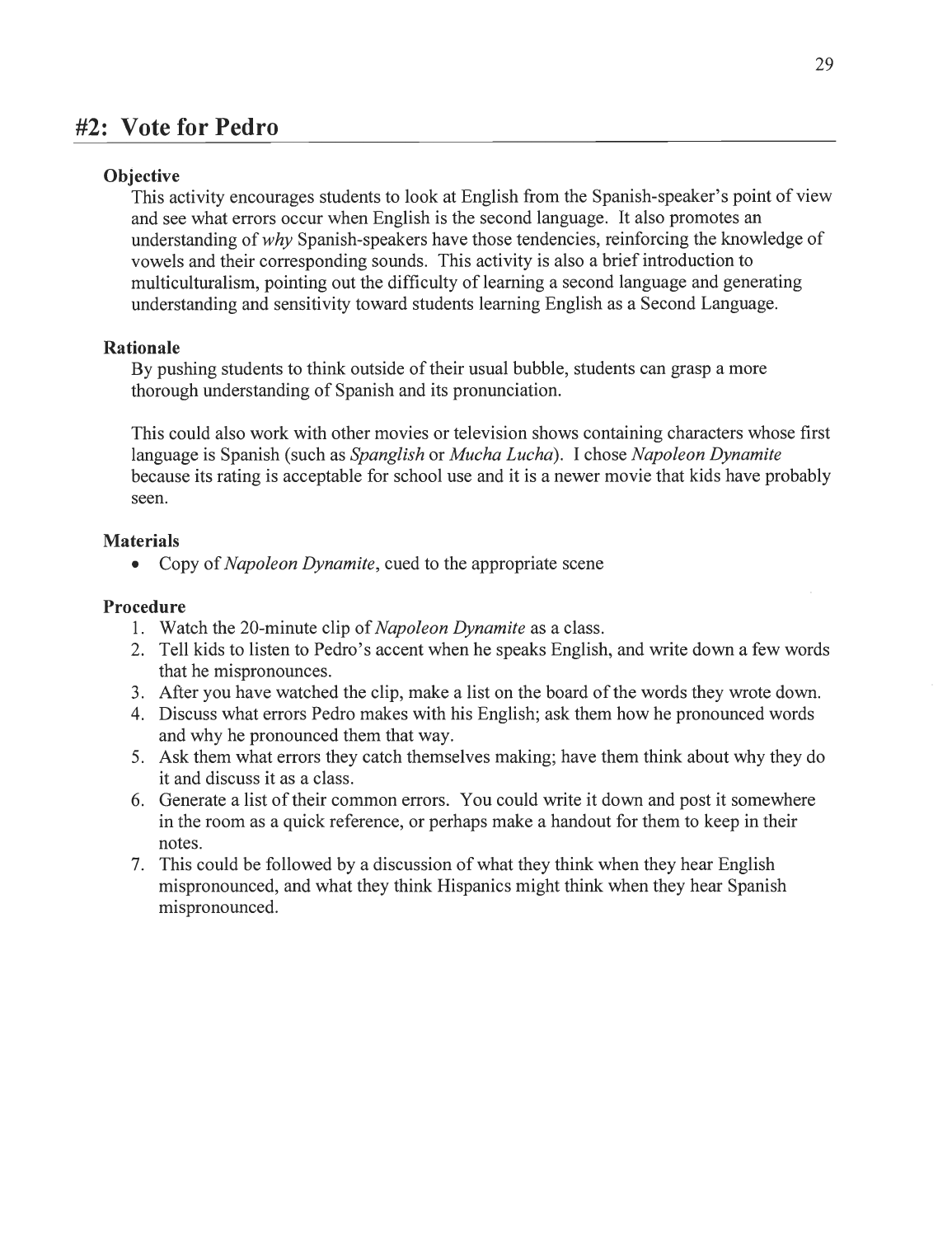## #2: Vote for Pedro

### Objective

This activity encourages students to look at English from the Spanish-speaker's point of view and see what errors occur when English is the second language. It also promotes an understanding of *why* Spanish-speakers have those tendencies, reinforcing the knowledge of vowels and their corresponding sounds. This activity is also a brief introduction to multiculturalism, pointing out the difficulty of learning a second language and generating understanding and sensitivity toward students learning English as a Second Language.

### Rationale

By pushing students to think outside of their usual bubble, students can grasp a more thorough understanding of Spanish and its pronunciation.

This could also work with other movies or television shows containing characters whose first language is Spanish (such as *Spanglish* or *Mucha Lucha*). I chose *Napoleon Dynamite* because its rating is acceptable for school use and it is a newer movie that kids have probably seen.

### Materials

- Copy of *Napoleon Dynamite*, cued to the appropriate scene

### Procedure

1. Watch the 20-minute clip of *Napoleon Dynamite* as a class.
2. Tell kids to listen to Pedro's accent when he speaks English, and write down a few words that he mispronounces.
3. After you have watched the clip, make a list on the board of the words they wrote down.
4. Discuss what errors Pedro makes with his English; ask them how he pronounced words and why he pronounced them that way.
5. Ask them what errors they catch themselves making; have them think about why they do it and discuss it as a class.
6. Generate a list of their common errors. You could write it down and post it somewhere in the room as a quick reference, or perhaps make a handout for them to keep in their notes.
7. This could be followed by a discussion of what they think when they hear English mispronounced, and what they think Hispanics might think when they hear Spanish mispronounced.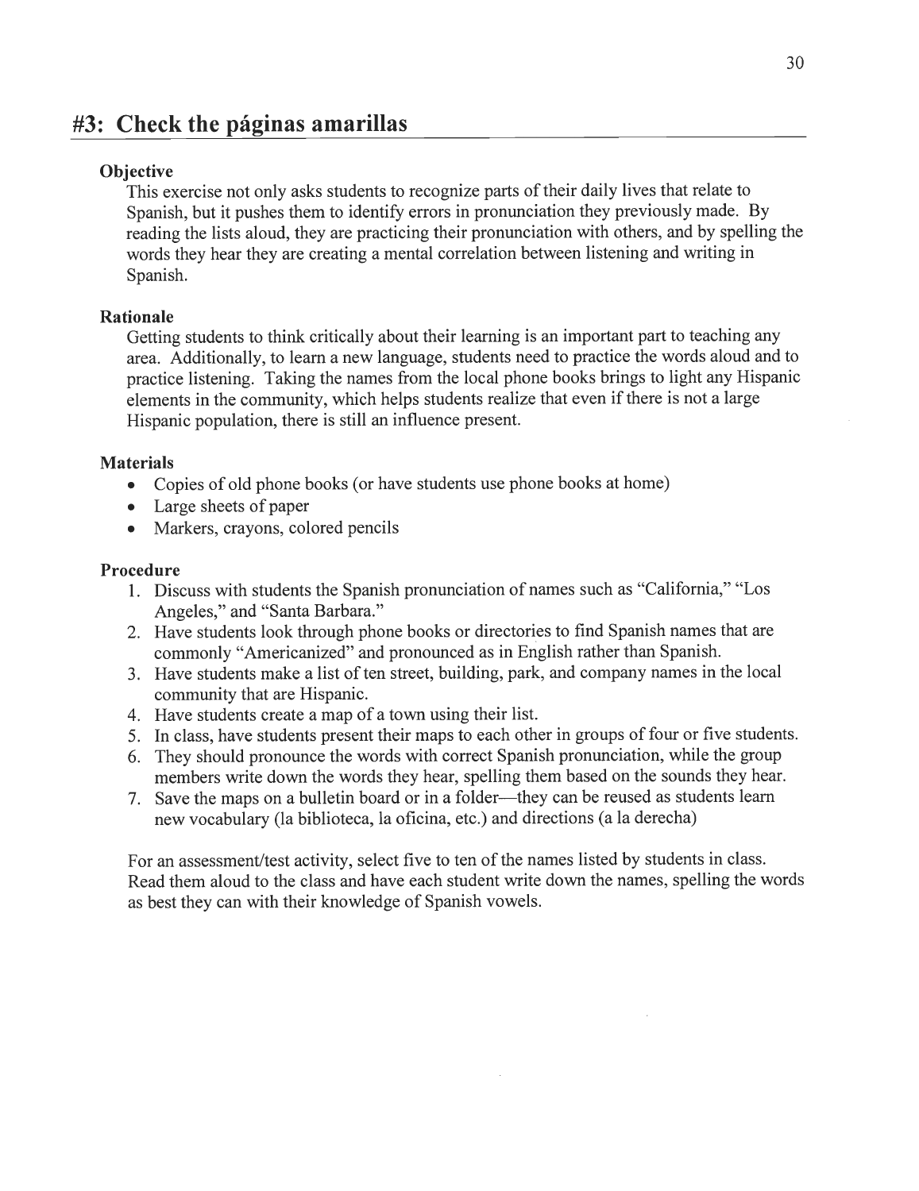## #3: Check the páginas amarillas

### Objective

This exercise not only asks students to recognize parts of their daily lives that relate to Spanish, but it pushes them to identify errors in pronunciation they previously made. By reading the lists aloud, they are practicing their pronunciation with others, and by spelling the words they hear they are creating a mental correlation between listening and writing in Spanish.

### Rationale

Getting students to think critically about their learning is an important part to teaching any area. Additionally, to learn a new language, students need to practice the words aloud and to practice listening. Taking the names from the local phone books brings to light any Hispanic elements in the community, which helps students realize that even if there is not a large Hispanic population, there is still an influence present.

### Materials

- Copies of old phone books (or have students use phone books at home)
- Large sheets of paper
- Markers, crayons, colored pencils

### Procedure

1. Discuss with students the Spanish pronunciation of names such as "California," "Los Angeles," and "Santa Barbara."
2. Have students look through phone books or directories to find Spanish names that are commonly "Americanized" and pronounced as in English rather than Spanish.
3. Have students make a list of ten street, building, park, and company names in the local community that are Hispanic.
4. Have students create a map of a town using their list.
5. In class, have students present their maps to each other in groups of four or five students.
6. They should pronounce the words with correct Spanish pronunciation, while the group members write down the words they hear, spelling them based on the sounds they hear.
7. Save the maps on a bulletin board or in a folder—they can be reused as students learn new vocabulary (la biblioteca, la oficina, etc.) and directions (a la derecha)

For an assessment/test activity, select five to ten of the names listed by students in class. Read them aloud to the class and have each student write down the names, spelling the words as best they can with their knowledge of Spanish vowels.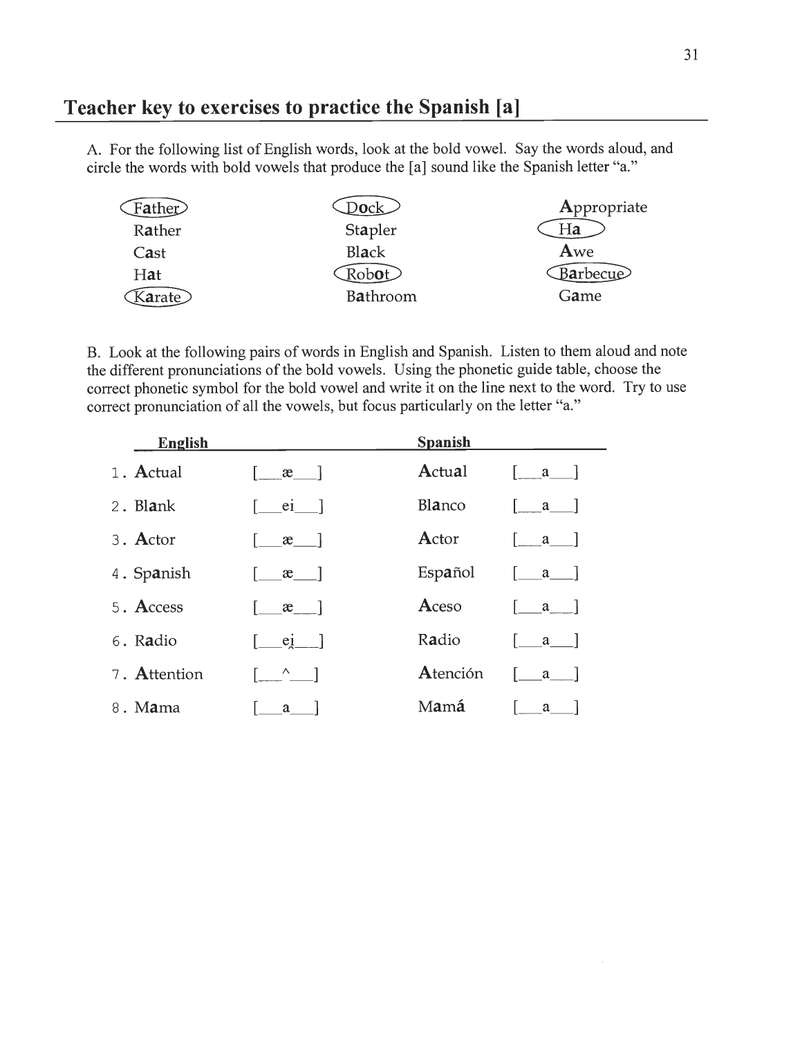## Teacher key to exercises to practice the Spanish [a]

A. For the following list of English words, look at the bold vowel. Say the words aloud, and circle the words with bold vowels that produce the [a] sound like the Spanish letter "a."

| | | |
|---|---|---|
| (F**a**ther) | (D**o**ck) | **A**ppropriate |
| R**a**ther | St**a**pler | (H**a**) |
| C**a**st | Bl**a**ck | **A**we |
| H**a**t | (Rob**o**t) | (B**a**rbecue) |
| (K**a**rate) | B**a**throom | G**a**me |

B. Look at the following pairs of words in English and Spanish. Listen to them aloud and note the different pronunciations of the bold vowels. Using the phonetic guide table, choose the correct phonetic symbol for the bold vowel and write it on the line next to the word. Try to use correct pronunciation of all the vowels, but focus particularly on the letter "a."

| | English | | Spanish | |
|---|---|---|---|---|
| 1. | **A**ctual | [\_\_æ\_\_] | **A**ctu**a**l | [\_\_a\_\_] |
| 2. | Bl**a**nk | [\_\_ei\_\_] | Bl**a**nco | [\_\_a\_\_] |
| 3. | **A**ctor | [\_\_æ\_\_] | **A**ctor | [\_\_a\_\_] |
| 4. | Sp**a**nish | [\_\_æ\_\_] | Esp**a**ñol | [\_\_a\_\_] |
| 5. | **A**ccess | [\_\_æ\_\_] | **A**ceso | [\_\_a\_\_] |
| 6. | R**a**dio | [\_\_ei̯\_\_] | R**a**dio | [\_\_a\_\_] |
| 7. | **A**ttention | [\_\_^\_\_] | **A**tención | [\_\_a\_\_] |
| 8. | M**a**ma | [\_\_a\_\_] | Mam**á** | [\_\_a\_\_] |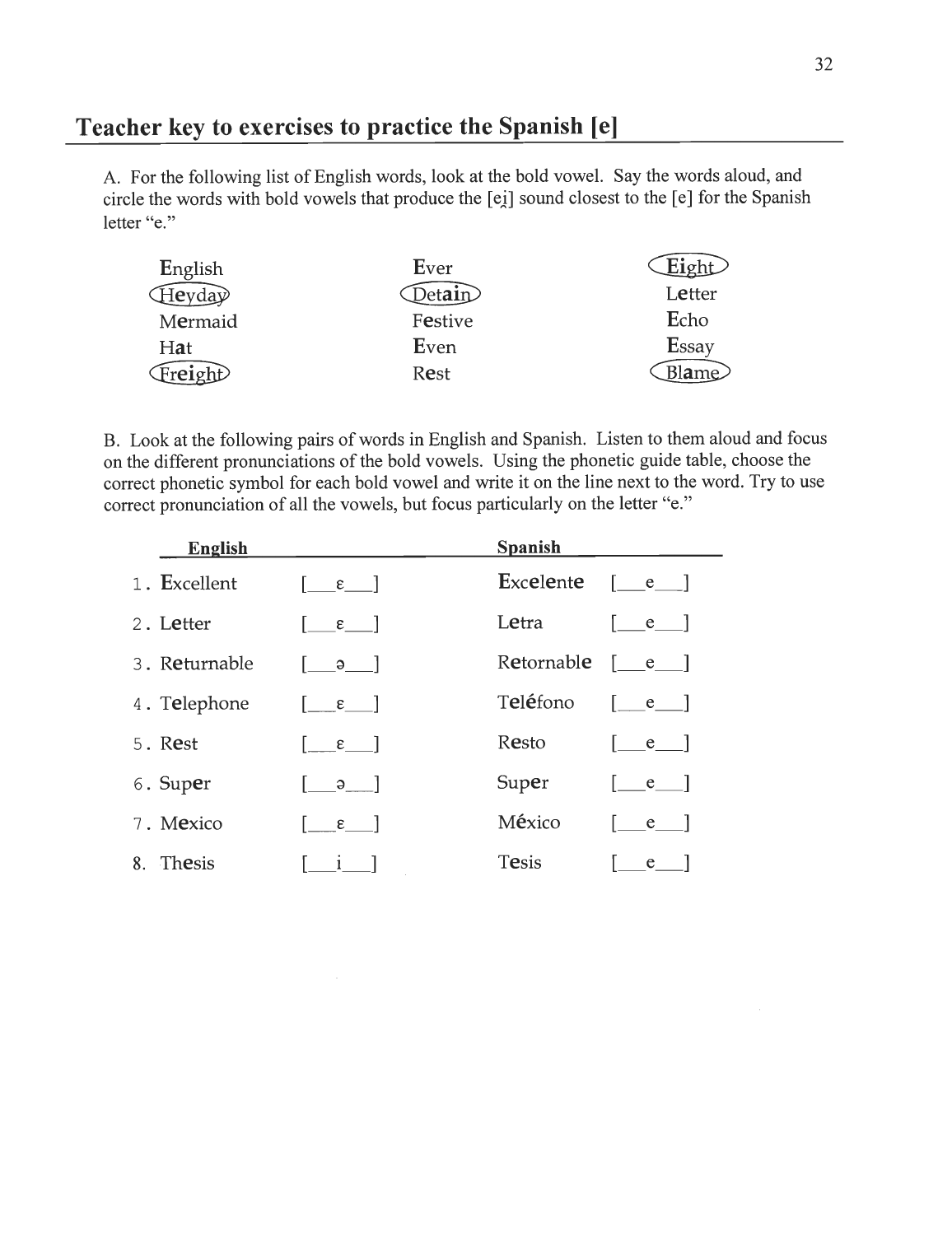## Teacher key to exercises to practice the Spanish [e]

A. For the following list of English words, look at the bold vowel. Say the words aloud, and circle the words with bold vowels that produce the [ei̯] sound closest to the [e] for the Spanish letter "e."

| | | |
|---|---|---|
| **E**nglish | **E**ver | (**Ei**ght) |
| (H**ey**day) | (Det**ai**n) | L**e**tter |
| M**e**rmaid | F**e**stive | **E**cho |
| H**a**t | **E**ven | **E**ssay |
| (Fr**ei**ght) | R**e**st | (Bl**a**me) |

B. Look at the following pairs of words in English and Spanish. Listen to them aloud and focus on the different pronunciations of the bold vowels. Using the phonetic guide table, choose the correct phonetic symbol for each bold vowel and write it on the line next to the word. Try to use correct pronunciation of all the vowels, but focus particularly on the letter "e."

| English | | Spanish | |
|---|---|---|---|
| 1. **E**xcellent | [\_\_ɛ\_\_] | **E**xc**e**l**e**nt**e** | [\_\_e\_\_] |
| 2. L**e**tter | [\_\_ɛ\_\_] | L**e**tra | [\_\_e\_\_] |
| 3. R**e**turnable | [\_\_ə\_\_] | R**e**tornabl**e** | [\_\_e\_\_] |
| 4. T**e**lephone | [\_\_ɛ\_\_] | T**e**l**é**fono | [\_\_e\_\_] |
| 5. R**e**st | [\_\_ɛ\_\_] | R**e**sto | [\_\_e\_\_] |
| 6. Sup**e**r | [\_\_ə\_\_] | Sup**e**r | [\_\_e\_\_] |
| 7. M**e**xico | [\_\_ɛ\_\_] | M**é**xico | [\_\_e\_\_] |
| 8. Th**e**sis | [\_\_i\_\_] | T**e**sis | [\_\_e\_\_] |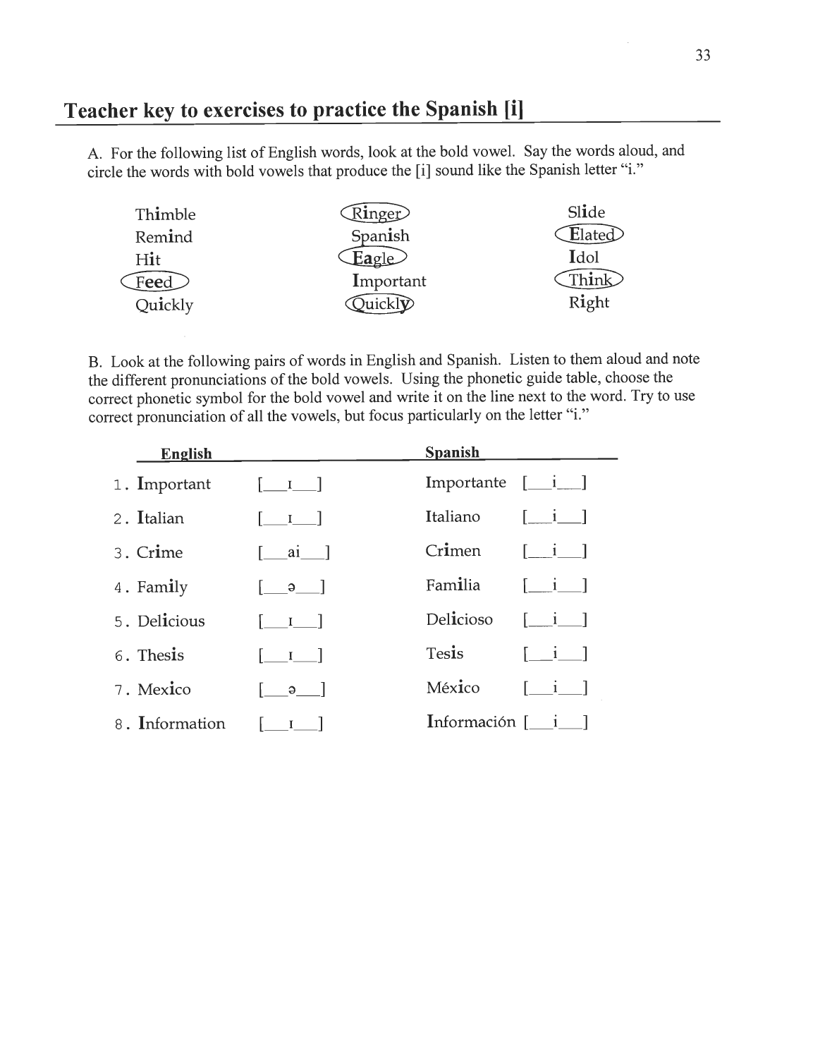## Teacher key to exercises to practice the Spanish [i]

A. For the following list of English words, look at the bold vowel. Say the words aloud, and circle the words with bold vowels that produce the [i] sound like the Spanish letter "i."

| | | |
|---|---|---|
| Th**i**mble | (R**i**nger) | Sl**i**de |
| Rem**i**nd | Span**i**sh | (**E**lated) |
| H**i**t | (**Ea**gle) | **I**dol |
| (F**ee**d) | **I**mportant | (Th**i**nk) |
| Qu**i**ckly | (Quickl**y**) | R**i**ght |

B. Look at the following pairs of words in English and Spanish. Listen to them aloud and note the different pronunciations of the bold vowels. Using the phonetic guide table, choose the correct phonetic symbol for the bold vowel and write it on the line next to the word. Try to use correct pronunciation of all the vowels, but focus particularly on the letter "i."

| English | | Spanish | |
|---|---|---|---|
| 1. **I**mportant | [\_\_ɪ\_\_] | **I**mportante | [\_\_i\_\_] |
| 2. **I**talian | [\_\_ɪ\_\_] | **I**taliano | [\_\_i\_\_] |
| 3. Cr**i**me | [\_\_ai\_\_] | Cr**i**men | [\_\_i\_\_] |
| 4. Fam**i**ly | [\_\_ə\_\_] | Fam**i**lia | [\_\_i\_\_] |
| 5. Del**i**cious | [\_\_ɪ\_\_] | Del**i**cioso | [\_\_i\_\_] |
| 6. Thes**i**s | [\_\_ɪ\_\_] | Tes**i**s | [\_\_i\_\_] |
| 7. Mex**i**co | [\_\_ə\_\_] | Méx**i**co | [\_\_i\_\_] |
| 8. **I**nformation | [\_\_ɪ\_\_] | **I**nformación | [\_\_i\_\_] |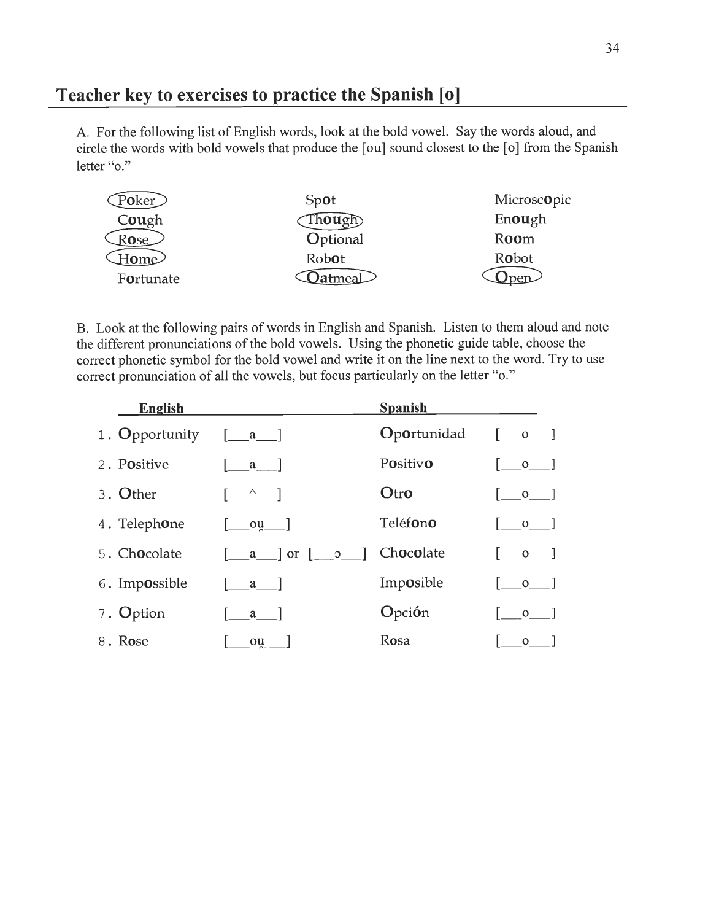## Teacher key to exercises to practice the Spanish [o]

A. For the following list of English words, look at the bold vowel. Say the words aloud, and circle the words with bold vowels that produce the [ou] sound closest to the [o] from the Spanish letter "o."

| | | |
|---|---|---|
| (P**o**ker) | Sp**o**t | Microsc**o**pic |
| C**ou**gh | (Th**ou**gh) | En**ou**gh |
| (R**o**se) | **O**ptional | R**oo**m |
| (H**o**me) | Rob**o**t | R**o**bot |
| F**o**rtunate | (**O**atmeal) | (**O**pen) |

B. Look at the following pairs of words in English and Spanish. Listen to them aloud and note the different pronunciations of the bold vowels. Using the phonetic guide table, choose the correct phonetic symbol for the bold vowel and write it on the line next to the word. Try to use correct pronunciation of all the vowels, but focus particularly on the letter "o."

| English | | Spanish | |
|---|---|---|---|
| 1. **O**pportunity | [__a__] | **O**portunidad | [__o__] |
| 2. P**o**sitive | [__a__] | P**o**sitiv**o** | [__o__] |
| 3. **O**ther | [__^__] | **O**tr**o** | [__o__] |
| 4. Teleph**o**ne | [__oʊ̯__] | Teléf**o**n**o** | [__o__] |
| 5. Ch**o**colate | [__a__] or [__ɔ__] | Ch**o**c**o**late | [__o__] |
| 6. Imp**o**ssible | [__a__] | Imp**o**sible | [__o__] |
| 7. **O**ption | [__a__] | **O**pci**ó**n | [__o__] |
| 8. R**o**se | [__oʊ̯__] | R**o**sa | [__o__] |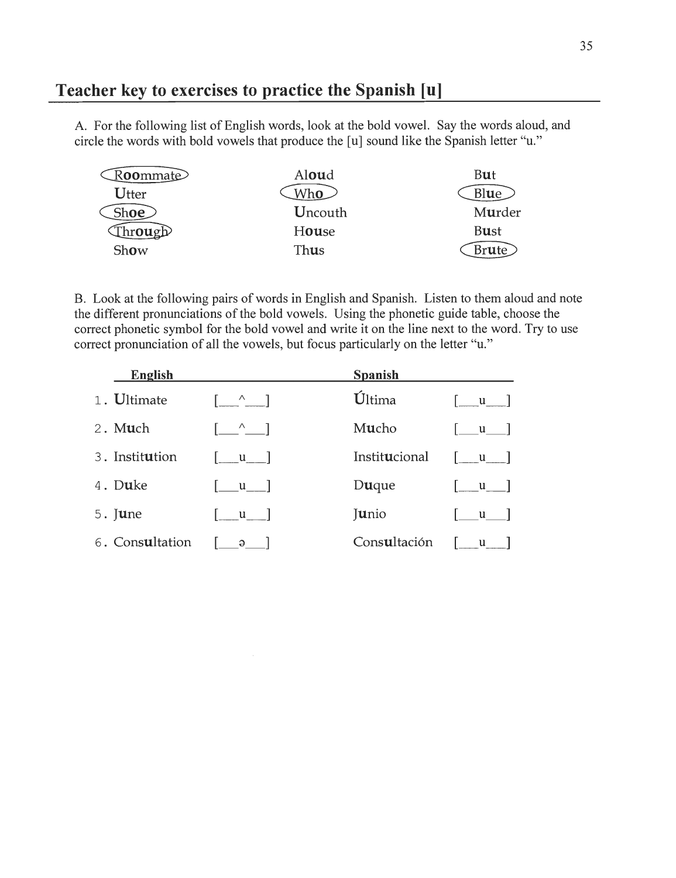## Teacher key to exercises to practice the Spanish [u]

A. For the following list of English words, look at the bold vowel. Say the words aloud, and circle the words with bold vowels that produce the [u] sound like the Spanish letter "u."

| | | |
|---|---|---|
| R**oo**mmate (circled) | Al**ou**d | B**u**t |
| **U**tter | Wh**o** (circled) | Bl**u**e (circled) |
| Sh**oe** (circled) | **U**ncouth | M**u**rder |
| Thr**ou**gh (circled) | H**ou**se | B**u**st |
| Sh**o**w | Th**u**s | Br**u**te (circled) |

B. Look at the following pairs of words in English and Spanish. Listen to them aloud and note the different pronunciations of the bold vowels. Using the phonetic guide table, choose the correct phonetic symbol for the bold vowel and write it on the line next to the word. Try to use correct pronunciation of all the vowels, but focus particularly on the letter "u."

| English | | Spanish | |
|---|---|---|---|
| 1. **U**ltimate | [\_\_^\_\_] | **Ú**ltima | [\_\_u\_\_] |
| 2. M**u**ch | [\_\_^\_\_] | M**u**cho | [\_\_u\_\_] |
| 3. Instit**u**tion | [\_\_u\_\_] | Instit**u**cional | [\_\_u\_\_] |
| 4. D**u**ke | [\_\_u\_\_] | D**u**que | [\_\_u\_\_] |
| 5. J**u**ne | [\_\_u\_\_] | J**u**nio | [\_\_u\_\_] |
| 6. Cons**u**ltation | [\_\_ə\_\_] | Cons**u**ltación | [\_\_u\_\_] |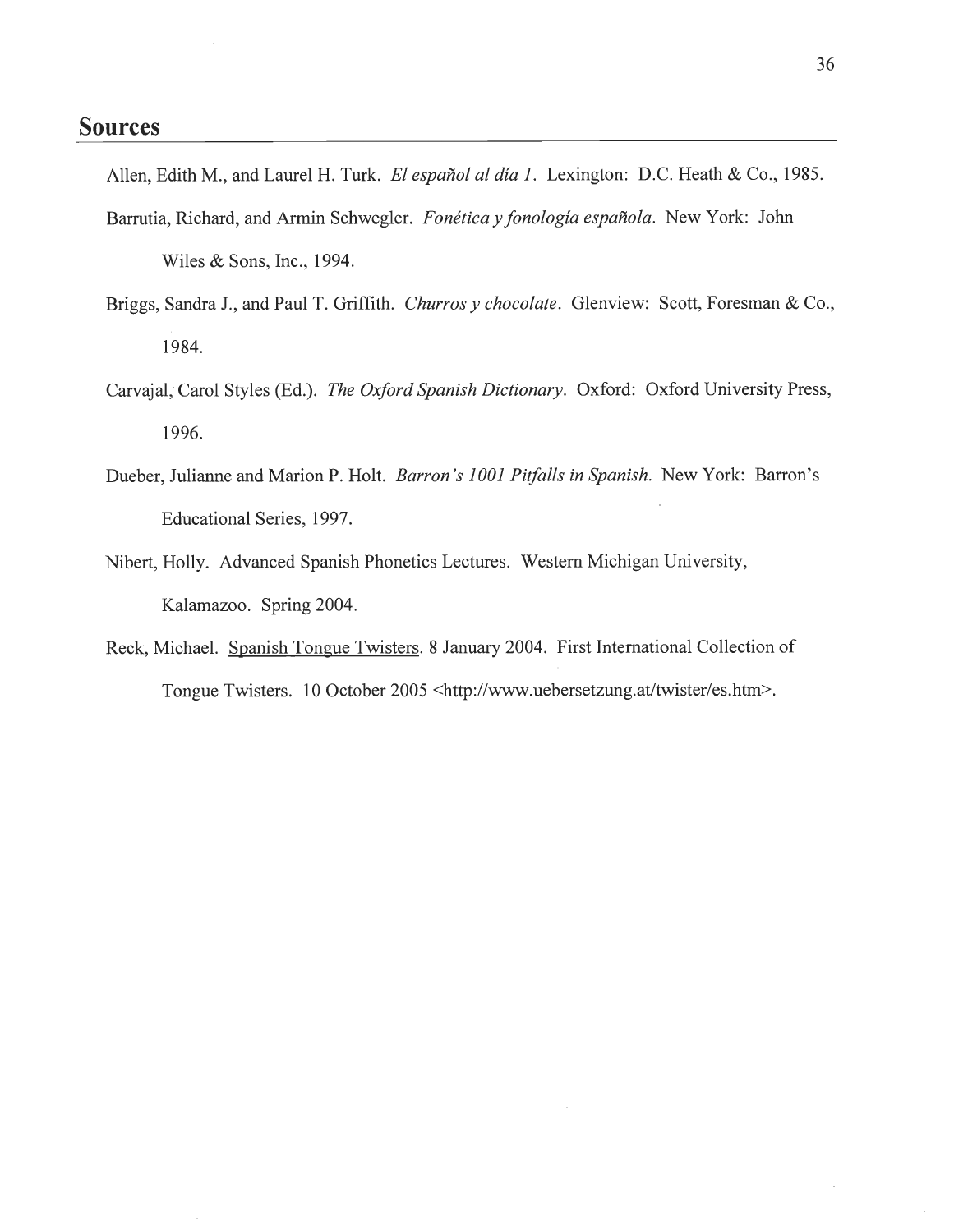## Sources

Allen, Edith M., and Laurel H. Turk. *El español al día 1.* Lexington: D.C. Heath & Co., 1985.

Barrutia, Richard, and Armin Schwegler. *Fonética y fonología española.* New York: John Wiles & Sons, Inc., 1994.

Briggs, Sandra J., and Paul T. Griffith. *Churros y chocolate.* Glenview: Scott, Foresman & Co., 1984.

Carvajal, Carol Styles (Ed.). *The Oxford Spanish Dictionary.* Oxford: Oxford University Press, 1996.

Dueber, Julianne and Marion P. Holt. *Barron's 1001 Pitfalls in Spanish.* New York: Barron's Educational Series, 1997.

Nibert, Holly. Advanced Spanish Phonetics Lectures. Western Michigan University, Kalamazoo. Spring 2004.

Reck, Michael. Spanish Tongue Twisters. 8 January 2004. First International Collection of Tongue Twisters. 10 October 2005 <http://www.uebersetzung.at/twister/es.htm>.